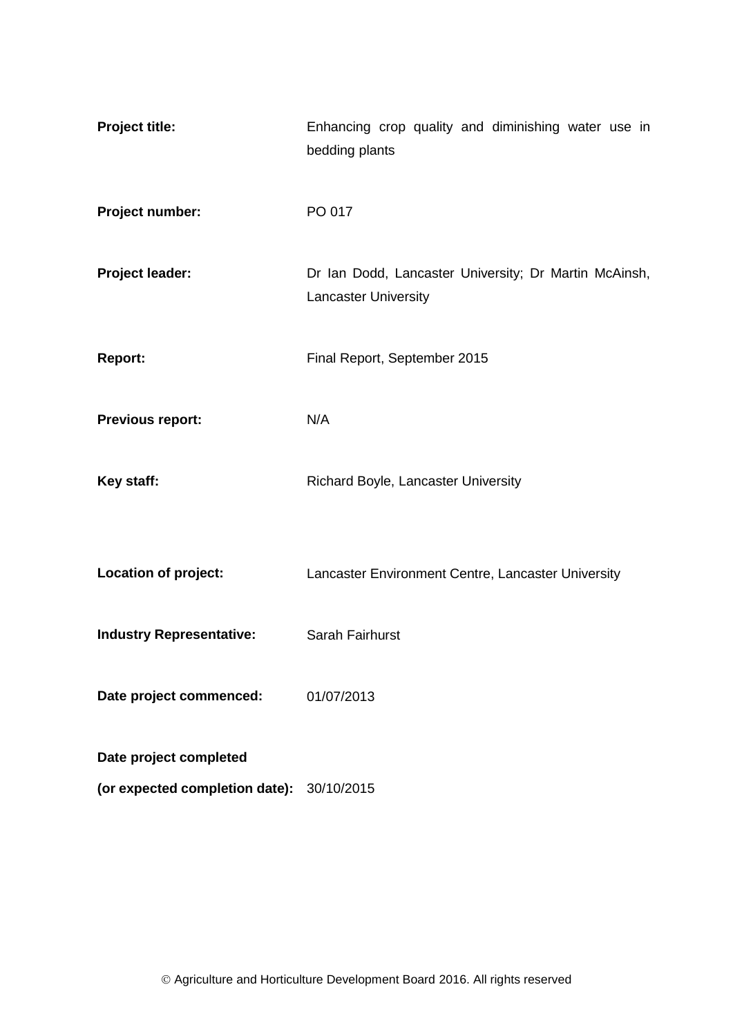| | |
|---|---|
| **Project title:** | Enhancing crop quality and diminishing water use in bedding plants |
| **Project number:** | PO 017 |
| **Project leader:** | Dr Ian Dodd, Lancaster University; Dr Martin McAinsh, Lancaster University |
| **Report:** | Final Report, September 2015 |
| **Previous report:** | N/A |
| **Key staff:** | Richard Boyle, Lancaster University |
| **Location of project:** | Lancaster Environment Centre, Lancaster University |
| **Industry Representative:** | Sarah Fairhurst |
| **Date project commenced:** | 01/07/2013 |
| **Date project completed (or expected completion date):** | 30/10/2015 |

© Agriculture and Horticulture Development Board 2016. All rights reserved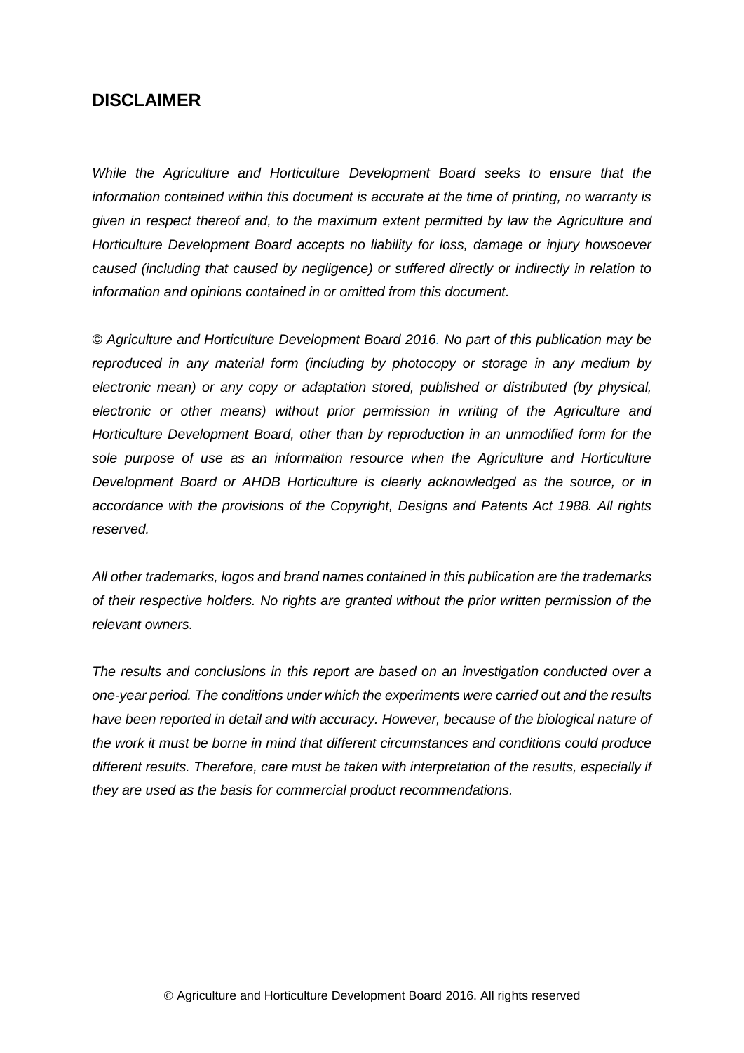## DISCLAIMER

*While the Agriculture and Horticulture Development Board seeks to ensure that the information contained within this document is accurate at the time of printing, no warranty is given in respect thereof and, to the maximum extent permitted by law the Agriculture and Horticulture Development Board accepts no liability for loss, damage or injury howsoever caused (including that caused by negligence) or suffered directly or indirectly in relation to information and opinions contained in or omitted from this document.*

*© Agriculture and Horticulture Development Board 2016. No part of this publication may be reproduced in any material form (including by photocopy or storage in any medium by electronic mean) or any copy or adaptation stored, published or distributed (by physical, electronic or other means) without prior permission in writing of the Agriculture and Horticulture Development Board, other than by reproduction in an unmodified form for the sole purpose of use as an information resource when the Agriculture and Horticulture Development Board or AHDB Horticulture is clearly acknowledged as the source, or in accordance with the provisions of the Copyright, Designs and Patents Act 1988. All rights reserved.*

*All other trademarks, logos and brand names contained in this publication are the trademarks of their respective holders. No rights are granted without the prior written permission of the relevant owners.*

*The results and conclusions in this report are based on an investigation conducted over a one-year period. The conditions under which the experiments were carried out and the results have been reported in detail and with accuracy. However, because of the biological nature of the work it must be borne in mind that different circumstances and conditions could produce different results. Therefore, care must be taken with interpretation of the results, especially if they are used as the basis for commercial product recommendations.*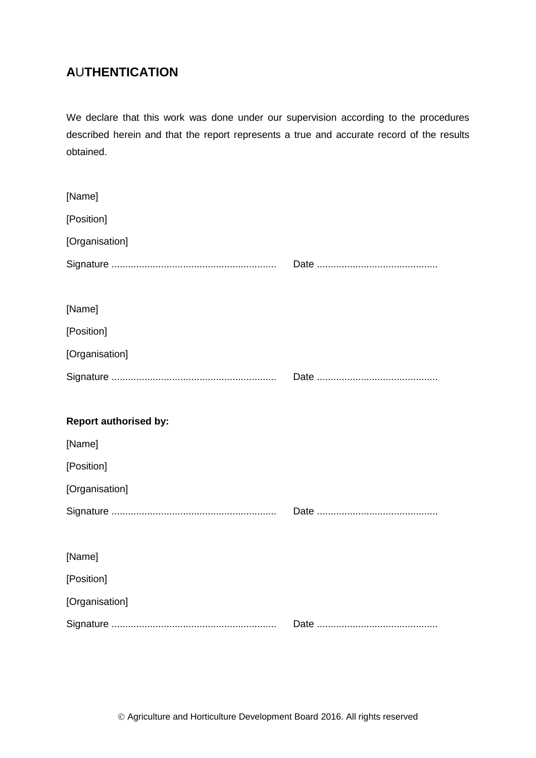## AUTHENTICATION

We declare that this work was done under our supervision according to the procedures described herein and that the report represents a true and accurate record of the results obtained.

[Name]

[Position]

[Organisation]

Signature ............................................................ Date ............................................

[Name]

[Position]

[Organisation]

Signature ............................................................ Date ............................................

**Report authorised by:**

[Name]

[Position]

[Organisation]

Signature ............................................................ Date ............................................

[Name]

[Position]

[Organisation]

Signature ............................................................ Date ............................................

© Agriculture and Horticulture Development Board 2016. All rights reserved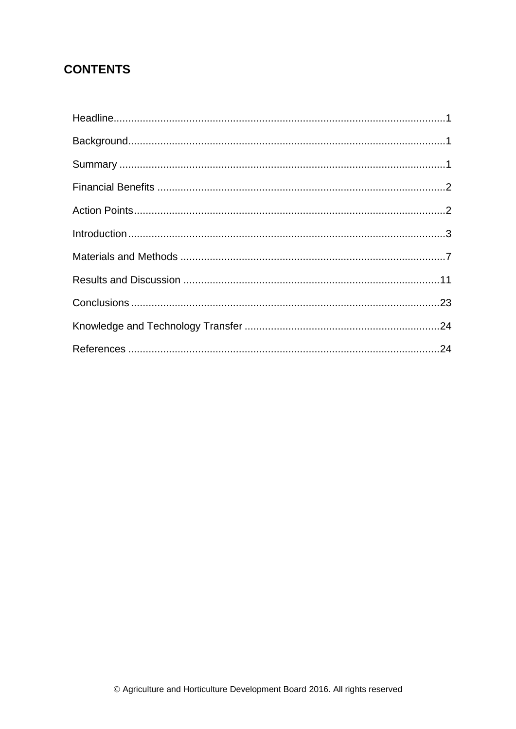## CONTENTS

Headline..........1

Background..........1

Summary..........1

Financial Benefits..........2

Action Points..........2

Introduction..........3

Materials and Methods..........7

Results and Discussion..........11

Conclusions..........23

Knowledge and Technology Transfer..........24

References..........24

© Agriculture and Horticulture Development Board 2016. All rights reserved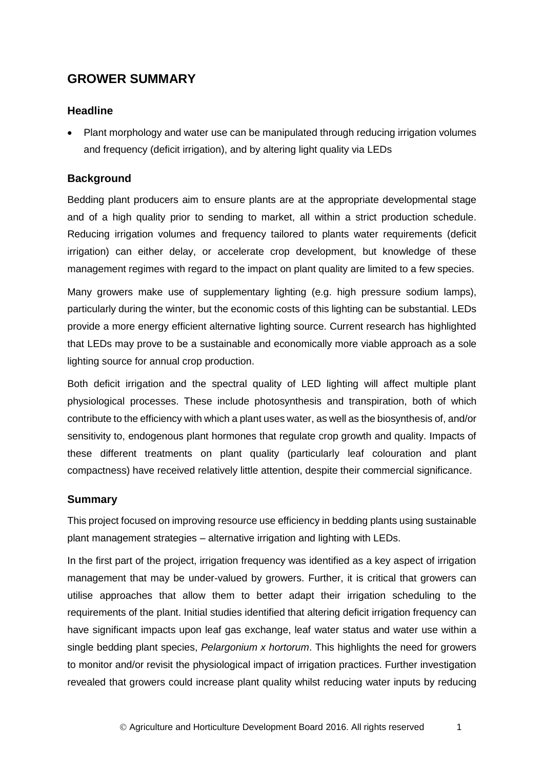## GROWER SUMMARY

### Headline

- Plant morphology and water use can be manipulated through reducing irrigation volumes and frequency (deficit irrigation), and by altering light quality via LEDs

### Background

Bedding plant producers aim to ensure plants are at the appropriate developmental stage and of a high quality prior to sending to market, all within a strict production schedule. Reducing irrigation volumes and frequency tailored to plants water requirements (deficit irrigation) can either delay, or accelerate crop development, but knowledge of these management regimes with regard to the impact on plant quality are limited to a few species.

Many growers make use of supplementary lighting (e.g. high pressure sodium lamps), particularly during the winter, but the economic costs of this lighting can be substantial. LEDs provide a more energy efficient alternative lighting source. Current research has highlighted that LEDs may prove to be a sustainable and economically more viable approach as a sole lighting source for annual crop production.

Both deficit irrigation and the spectral quality of LED lighting will affect multiple plant physiological processes. These include photosynthesis and transpiration, both of which contribute to the efficiency with which a plant uses water, as well as the biosynthesis of, and/or sensitivity to, endogenous plant hormones that regulate crop growth and quality. Impacts of these different treatments on plant quality (particularly leaf colouration and plant compactness) have received relatively little attention, despite their commercial significance.

### Summary

This project focused on improving resource use efficiency in bedding plants using sustainable plant management strategies – alternative irrigation and lighting with LEDs.

In the first part of the project, irrigation frequency was identified as a key aspect of irrigation management that may be under-valued by growers. Further, it is critical that growers can utilise approaches that allow them to better adapt their irrigation scheduling to the requirements of the plant. Initial studies identified that altering deficit irrigation frequency can have significant impacts upon leaf gas exchange, leaf water status and water use within a single bedding plant species, *Pelargonium x hortorum*. This highlights the need for growers to monitor and/or revisit the physiological impact of irrigation practices. Further investigation revealed that growers could increase plant quality whilst reducing water inputs by reducing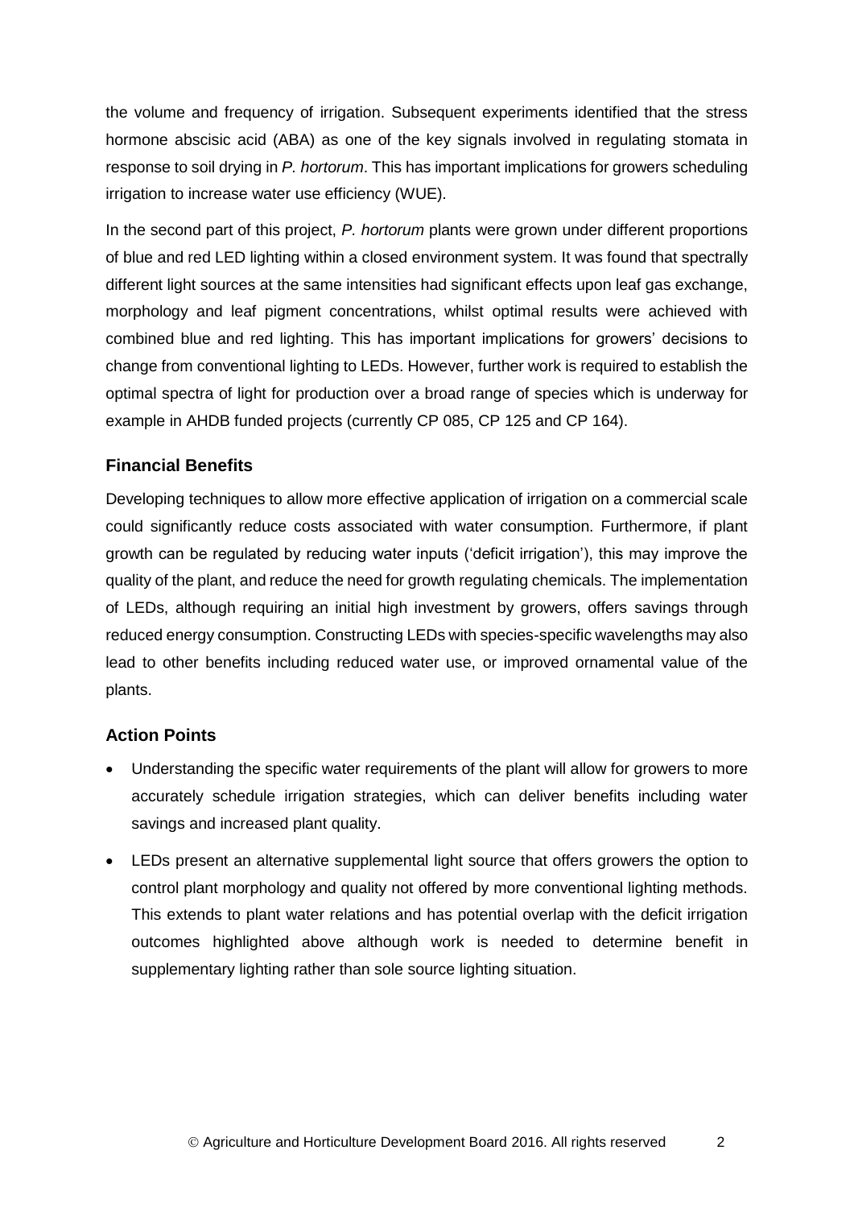the volume and frequency of irrigation. Subsequent experiments identified that the stress hormone abscisic acid (ABA) as one of the key signals involved in regulating stomata in response to soil drying in *P. hortorum*. This has important implications for growers scheduling irrigation to increase water use efficiency (WUE).

In the second part of this project, *P. hortorum* plants were grown under different proportions of blue and red LED lighting within a closed environment system. It was found that spectrally different light sources at the same intensities had significant effects upon leaf gas exchange, morphology and leaf pigment concentrations, whilst optimal results were achieved with combined blue and red lighting. This has important implications for growers' decisions to change from conventional lighting to LEDs. However, further work is required to establish the optimal spectra of light for production over a broad range of species which is underway for example in AHDB funded projects (currently CP 085, CP 125 and CP 164).

### Financial Benefits

Developing techniques to allow more effective application of irrigation on a commercial scale could significantly reduce costs associated with water consumption. Furthermore, if plant growth can be regulated by reducing water inputs ('deficit irrigation'), this may improve the quality of the plant, and reduce the need for growth regulating chemicals. The implementation of LEDs, although requiring an initial high investment by growers, offers savings through reduced energy consumption. Constructing LEDs with species-specific wavelengths may also lead to other benefits including reduced water use, or improved ornamental value of the plants.

### Action Points

- Understanding the specific water requirements of the plant will allow for growers to more accurately schedule irrigation strategies, which can deliver benefits including water savings and increased plant quality.
- LEDs present an alternative supplemental light source that offers growers the option to control plant morphology and quality not offered by more conventional lighting methods. This extends to plant water relations and has potential overlap with the deficit irrigation outcomes highlighted above although work is needed to determine benefit in supplementary lighting rather than sole source lighting situation.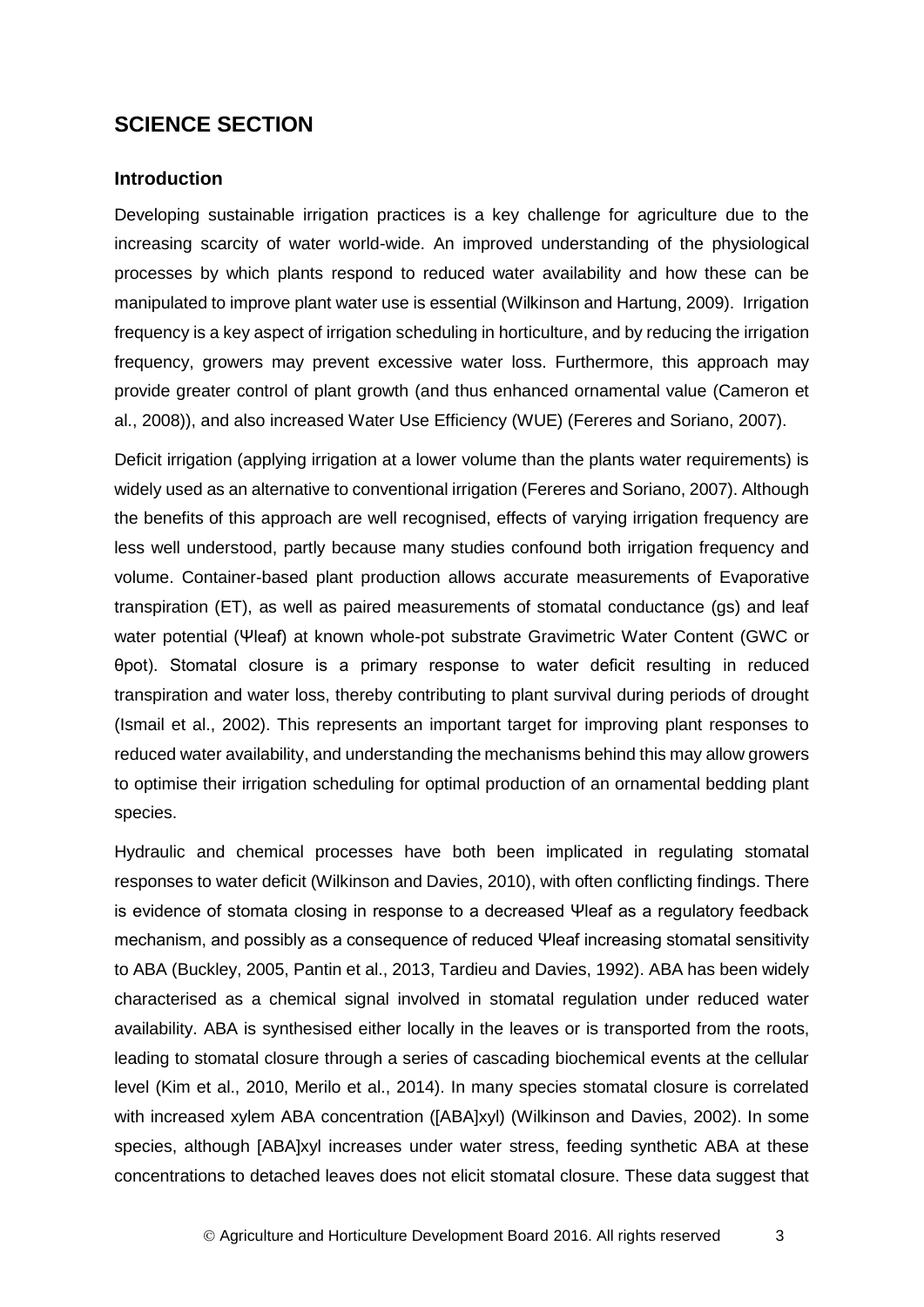## SCIENCE SECTION

### Introduction

Developing sustainable irrigation practices is a key challenge for agriculture due to the increasing scarcity of water world-wide. An improved understanding of the physiological processes by which plants respond to reduced water availability and how these can be manipulated to improve plant water use is essential (Wilkinson and Hartung, 2009). Irrigation frequency is a key aspect of irrigation scheduling in horticulture, and by reducing the irrigation frequency, growers may prevent excessive water loss. Furthermore, this approach may provide greater control of plant growth (and thus enhanced ornamental value (Cameron et al., 2008)), and also increased Water Use Efficiency (WUE) (Fereres and Soriano, 2007).

Deficit irrigation (applying irrigation at a lower volume than the plants water requirements) is widely used as an alternative to conventional irrigation (Fereres and Soriano, 2007). Although the benefits of this approach are well recognised, effects of varying irrigation frequency are less well understood, partly because many studies confound both irrigation frequency and volume. Container-based plant production allows accurate measurements of Evaporative transpiration (ET), as well as paired measurements of stomatal conductance (gs) and leaf water potential ($\Psi_{leaf}$) at known whole-pot substrate Gravimetric Water Content (GWC or $\theta_{pot}$). Stomatal closure is a primary response to water deficit resulting in reduced transpiration and water loss, thereby contributing to plant survival during periods of drought (Ismail et al., 2002). This represents an important target for improving plant responses to reduced water availability, and understanding the mechanisms behind this may allow growers to optimise their irrigation scheduling for optimal production of an ornamental bedding plant species.

Hydraulic and chemical processes have both been implicated in regulating stomatal responses to water deficit (Wilkinson and Davies, 2010), with often conflicting findings. There is evidence of stomata closing in response to a decreased $\Psi_{leaf}$ as a regulatory feedback mechanism, and possibly as a consequence of reduced $\Psi_{leaf}$ increasing stomatal sensitivity to ABA (Buckley, 2005, Pantin et al., 2013, Tardieu and Davies, 1992). ABA has been widely characterised as a chemical signal involved in stomatal regulation under reduced water availability. ABA is synthesised either locally in the leaves or is transported from the roots, leading to stomatal closure through a series of cascading biochemical events at the cellular level (Kim et al., 2010, Merilo et al., 2014). In many species stomatal closure is correlated with increased xylem ABA concentration ($[ABA]_{xyl}$) (Wilkinson and Davies, 2002). In some species, although $[ABA]_{xyl}$ increases under water stress, feeding synthetic ABA at these concentrations to detached leaves does not elicit stomatal closure. These data suggest that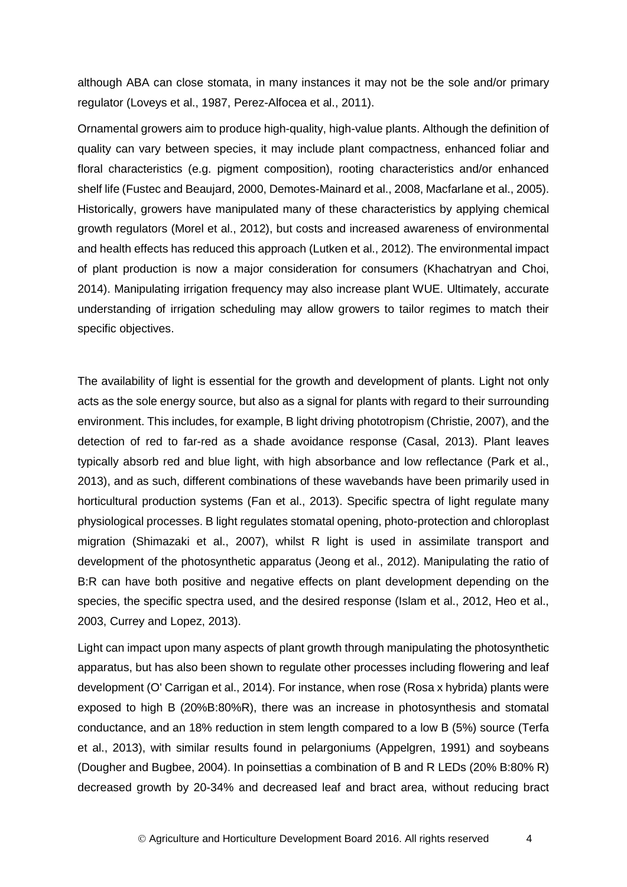although ABA can close stomata, in many instances it may not be the sole and/or primary regulator (Loveys et al., 1987, Perez-Alfocea et al., 2011).

Ornamental growers aim to produce high-quality, high-value plants. Although the definition of quality can vary between species, it may include plant compactness, enhanced foliar and floral characteristics (e.g. pigment composition), rooting characteristics and/or enhanced shelf life (Fustec and Beaujard, 2000, Demotes-Mainard et al., 2008, Macfarlane et al., 2005). Historically, growers have manipulated many of these characteristics by applying chemical growth regulators (Morel et al., 2012), but costs and increased awareness of environmental and health effects has reduced this approach (Lutken et al., 2012). The environmental impact of plant production is now a major consideration for consumers (Khachatryan and Choi, 2014). Manipulating irrigation frequency may also increase plant WUE. Ultimately, accurate understanding of irrigation scheduling may allow growers to tailor regimes to match their specific objectives.

The availability of light is essential for the growth and development of plants. Light not only acts as the sole energy source, but also as a signal for plants with regard to their surrounding environment. This includes, for example, B light driving phototropism (Christie, 2007), and the detection of red to far-red as a shade avoidance response (Casal, 2013). Plant leaves typically absorb red and blue light, with high absorbance and low reflectance (Park et al., 2013), and as such, different combinations of these wavebands have been primarily used in horticultural production systems (Fan et al., 2013). Specific spectra of light regulate many physiological processes. B light regulates stomatal opening, photo-protection and chloroplast migration (Shimazaki et al., 2007), whilst R light is used in assimilate transport and development of the photosynthetic apparatus (Jeong et al., 2012). Manipulating the ratio of B:R can have both positive and negative effects on plant development depending on the species, the specific spectra used, and the desired response (Islam et al., 2012, Heo et al., 2003, Currey and Lopez, 2013).

Light can impact upon many aspects of plant growth through manipulating the photosynthetic apparatus, but has also been shown to regulate other processes including flowering and leaf development (O' Carrigan et al., 2014). For instance, when rose (Rosa x hybrida) plants were exposed to high B (20%B:80%R), there was an increase in photosynthesis and stomatal conductance, and an 18% reduction in stem length compared to a low B (5%) source (Terfa et al., 2013), with similar results found in pelargoniums (Appelgren, 1991) and soybeans (Dougher and Bugbee, 2004). In poinsettias a combination of B and R LEDs (20% B:80% R) decreased growth by 20-34% and decreased leaf and bract area, without reducing bract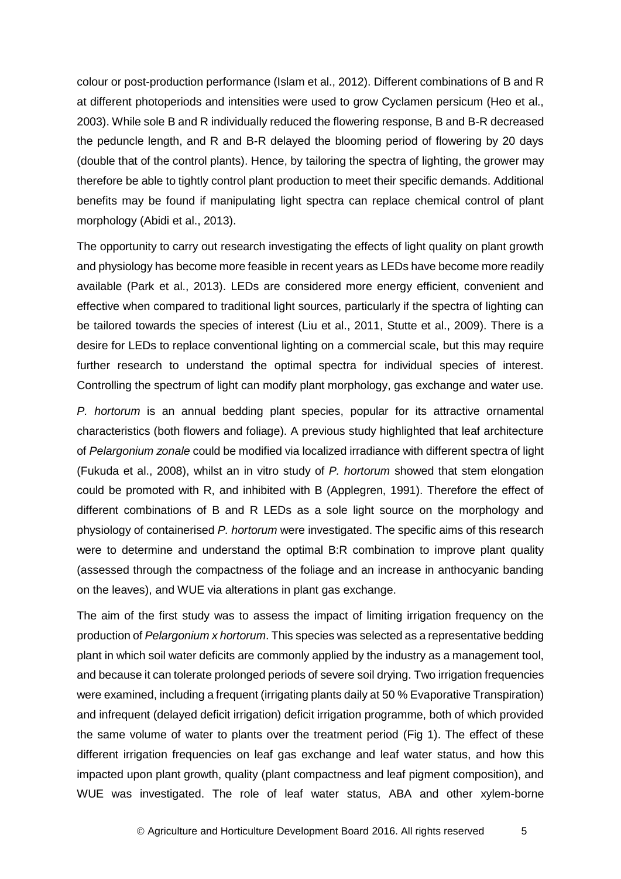colour or post-production performance (Islam et al., 2012). Different combinations of B and R at different photoperiods and intensities were used to grow Cyclamen persicum (Heo et al., 2003). While sole B and R individually reduced the flowering response, B and B-R decreased the peduncle length, and R and B-R delayed the blooming period of flowering by 20 days (double that of the control plants). Hence, by tailoring the spectra of lighting, the grower may therefore be able to tightly control plant production to meet their specific demands. Additional benefits may be found if manipulating light spectra can replace chemical control of plant morphology (Abidi et al., 2013).

The opportunity to carry out research investigating the effects of light quality on plant growth and physiology has become more feasible in recent years as LEDs have become more readily available (Park et al., 2013). LEDs are considered more energy efficient, convenient and effective when compared to traditional light sources, particularly if the spectra of lighting can be tailored towards the species of interest (Liu et al., 2011, Stutte et al., 2009). There is a desire for LEDs to replace conventional lighting on a commercial scale, but this may require further research to understand the optimal spectra for individual species of interest. Controlling the spectrum of light can modify plant morphology, gas exchange and water use.

*P. hortorum* is an annual bedding plant species, popular for its attractive ornamental characteristics (both flowers and foliage). A previous study highlighted that leaf architecture of *Pelargonium zonale* could be modified via localized irradiance with different spectra of light (Fukuda et al., 2008), whilst an in vitro study of *P. hortorum* showed that stem elongation could be promoted with R, and inhibited with B (Applegren, 1991). Therefore the effect of different combinations of B and R LEDs as a sole light source on the morphology and physiology of containerised *P. hortorum* were investigated. The specific aims of this research were to determine and understand the optimal B:R combination to improve plant quality (assessed through the compactness of the foliage and an increase in anthocyanic banding on the leaves), and WUE via alterations in plant gas exchange.

The aim of the first study was to assess the impact of limiting irrigation frequency on the production of *Pelargonium x hortorum*. This species was selected as a representative bedding plant in which soil water deficits are commonly applied by the industry as a management tool, and because it can tolerate prolonged periods of severe soil drying. Two irrigation frequencies were examined, including a frequent (irrigating plants daily at 50 % Evaporative Transpiration) and infrequent (delayed deficit irrigation) deficit irrigation programme, both of which provided the same volume of water to plants over the treatment period (Fig 1). The effect of these different irrigation frequencies on leaf gas exchange and leaf water status, and how this impacted upon plant growth, quality (plant compactness and leaf pigment composition), and WUE was investigated. The role of leaf water status, ABA and other xylem-borne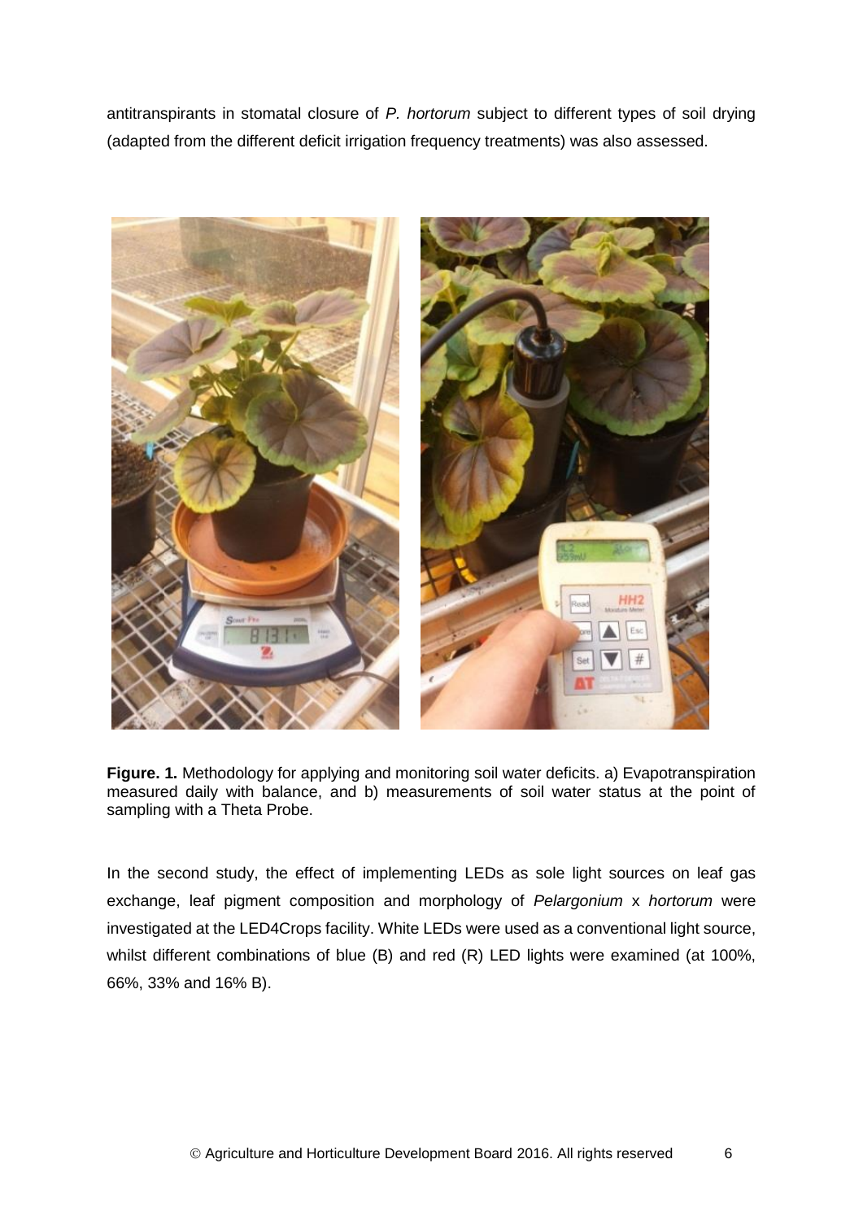antitranspirants in stomatal closure of *P. hortorum* subject to different types of soil drying (adapted from the different deficit irrigation frequency treatments) was also assessed.

**Figure. 1.** Methodology for applying and monitoring soil water deficits. a) Evapotranspiration measured daily with balance, and b) measurements of soil water status at the point of sampling with a Theta Probe.

In the second study, the effect of implementing LEDs as sole light sources on leaf gas exchange, leaf pigment composition and morphology of *Pelargonium* x *hortorum* were investigated at the LED4Crops facility. White LEDs were used as a conventional light source, whilst different combinations of blue (B) and red (R) LED lights were examined (at 100%, 66%, 33% and 16% B).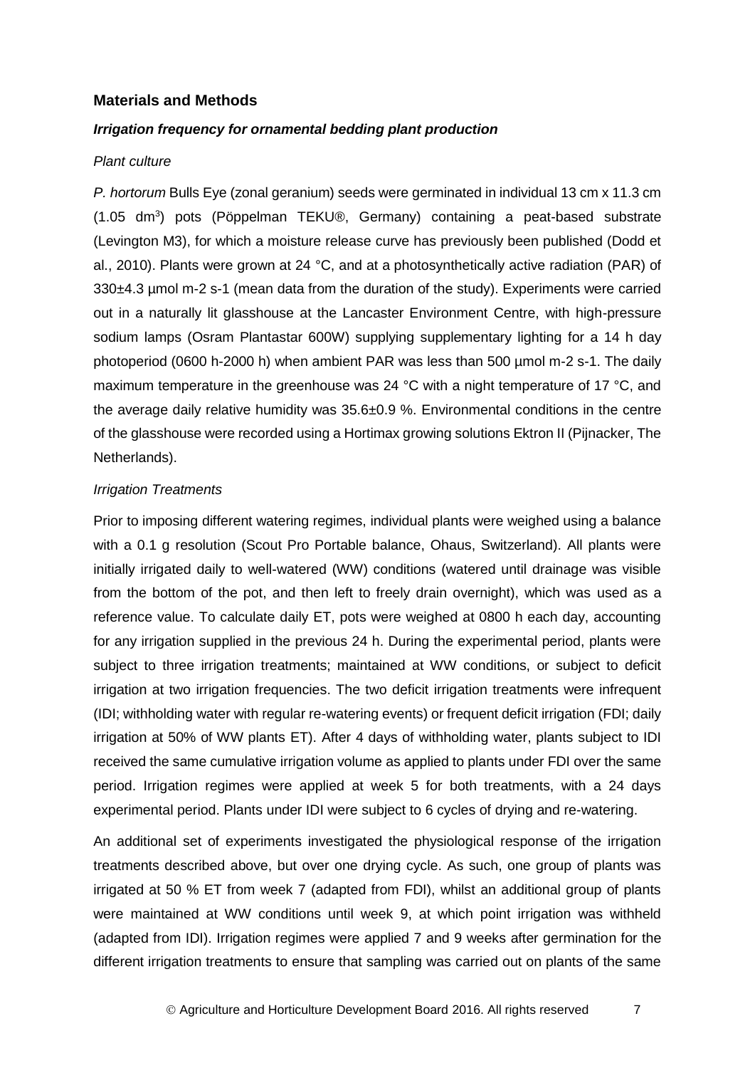## Materials and Methods

### *Irrigation frequency for ornamental bedding plant production*

#### *Plant culture*

*P. hortorum* Bulls Eye (zonal geranium) seeds were germinated in individual 13 cm x 11.3 cm (1.05 $dm^3$) pots (Pöppelman TEKU®, Germany) containing a peat-based substrate (Levington M3), for which a moisture release curve has previously been published (Dodd et al., 2010). Plants were grown at 24 °C, and at a photosynthetically active radiation (PAR) of 330±4.3 µmol m-2 s-1 (mean data from the duration of the study). Experiments were carried out in a naturally lit glasshouse at the Lancaster Environment Centre, with high-pressure sodium lamps (Osram Plantastar 600W) supplying supplementary lighting for a 14 h day photoperiod (0600 h-2000 h) when ambient PAR was less than 500 µmol m-2 s-1. The daily maximum temperature in the greenhouse was 24 °C with a night temperature of 17 °C, and the average daily relative humidity was 35.6±0.9 %. Environmental conditions in the centre of the glasshouse were recorded using a Hortimax growing solutions Ektron II (Pijnacker, The Netherlands).

#### *Irrigation Treatments*

Prior to imposing different watering regimes, individual plants were weighed using a balance with a 0.1 g resolution (Scout Pro Portable balance, Ohaus, Switzerland). All plants were initially irrigated daily to well-watered (WW) conditions (watered until drainage was visible from the bottom of the pot, and then left to freely drain overnight), which was used as a reference value. To calculate daily ET, pots were weighed at 0800 h each day, accounting for any irrigation supplied in the previous 24 h. During the experimental period, plants were subject to three irrigation treatments; maintained at WW conditions, or subject to deficit irrigation at two irrigation frequencies. The two deficit irrigation treatments were infrequent (IDI; withholding water with regular re-watering events) or frequent deficit irrigation (FDI; daily irrigation at 50% of WW plants ET). After 4 days of withholding water, plants subject to IDI received the same cumulative irrigation volume as applied to plants under FDI over the same period. Irrigation regimes were applied at week 5 for both treatments, with a 24 days experimental period. Plants under IDI were subject to 6 cycles of drying and re-watering.

An additional set of experiments investigated the physiological response of the irrigation treatments described above, but over one drying cycle. As such, one group of plants was irrigated at 50 % ET from week 7 (adapted from FDI), whilst an additional group of plants were maintained at WW conditions until week 9, at which point irrigation was withheld (adapted from IDI). Irrigation regimes were applied 7 and 9 weeks after germination for the different irrigation treatments to ensure that sampling was carried out on plants of the same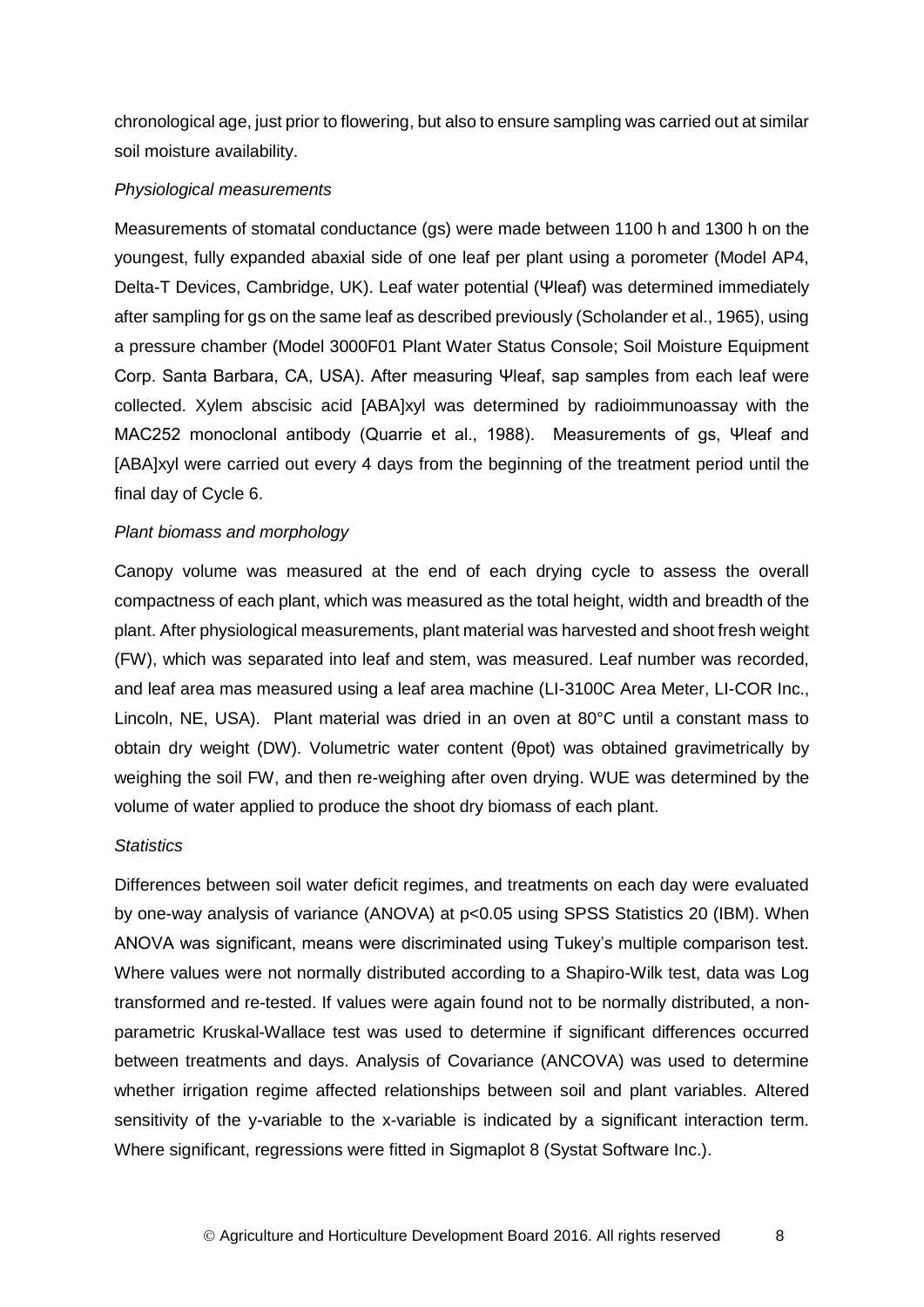chronological age, just prior to flowering, but also to ensure sampling was carried out at similar soil moisture availability.

*Physiological measurements*

Measurements of stomatal conductance (gs) were made between 1100 h and 1300 h on the youngest, fully expanded abaxial side of one leaf per plant using a porometer (Model AP4, Delta-T Devices, Cambridge, UK). Leaf water potential ($\Psi$leaf) was determined immediately after sampling for gs on the same leaf as described previously (Scholander et al., 1965), using a pressure chamber (Model 3000F01 Plant Water Status Console; Soil Moisture Equipment Corp. Santa Barbara, CA, USA). After measuring $\Psi$leaf, sap samples from each leaf were collected. Xylem abscisic acid [ABA]xyl was determined by radioimmunoassay with the MAC252 monoclonal antibody (Quarrie et al., 1988). Measurements of gs, $\Psi$leaf and [ABA]xyl were carried out every 4 days from the beginning of the treatment period until the final day of Cycle 6.

*Plant biomass and morphology*

Canopy volume was measured at the end of each drying cycle to assess the overall compactness of each plant, which was measured as the total height, width and breadth of the plant. After physiological measurements, plant material was harvested and shoot fresh weight (FW), which was separated into leaf and stem, was measured. Leaf number was recorded, and leaf area mas measured using a leaf area machine (LI-3100C Area Meter, LI-COR Inc., Lincoln, NE, USA). Plant material was dried in an oven at 80°C until a constant mass to obtain dry weight (DW). Volumetric water content ($\theta$pot) was obtained gravimetrically by weighing the soil FW, and then re-weighing after oven drying. WUE was determined by the volume of water applied to produce the shoot dry biomass of each plant.

*Statistics*

Differences between soil water deficit regimes, and treatments on each day were evaluated by one-way analysis of variance (ANOVA) at $p<0.05$ using SPSS Statistics 20 (IBM). When ANOVA was significant, means were discriminated using Tukey's multiple comparison test. Where values were not normally distributed according to a Shapiro-Wilk test, data was Log transformed and re-tested. If values were again found not to be normally distributed, a non-parametric Kruskal-Wallace test was used to determine if significant differences occurred between treatments and days. Analysis of Covariance (ANCOVA) was used to determine whether irrigation regime affected relationships between soil and plant variables. Altered sensitivity of the y-variable to the x-variable is indicated by a significant interaction term. Where significant, regressions were fitted in Sigmaplot 8 (Systat Software Inc.).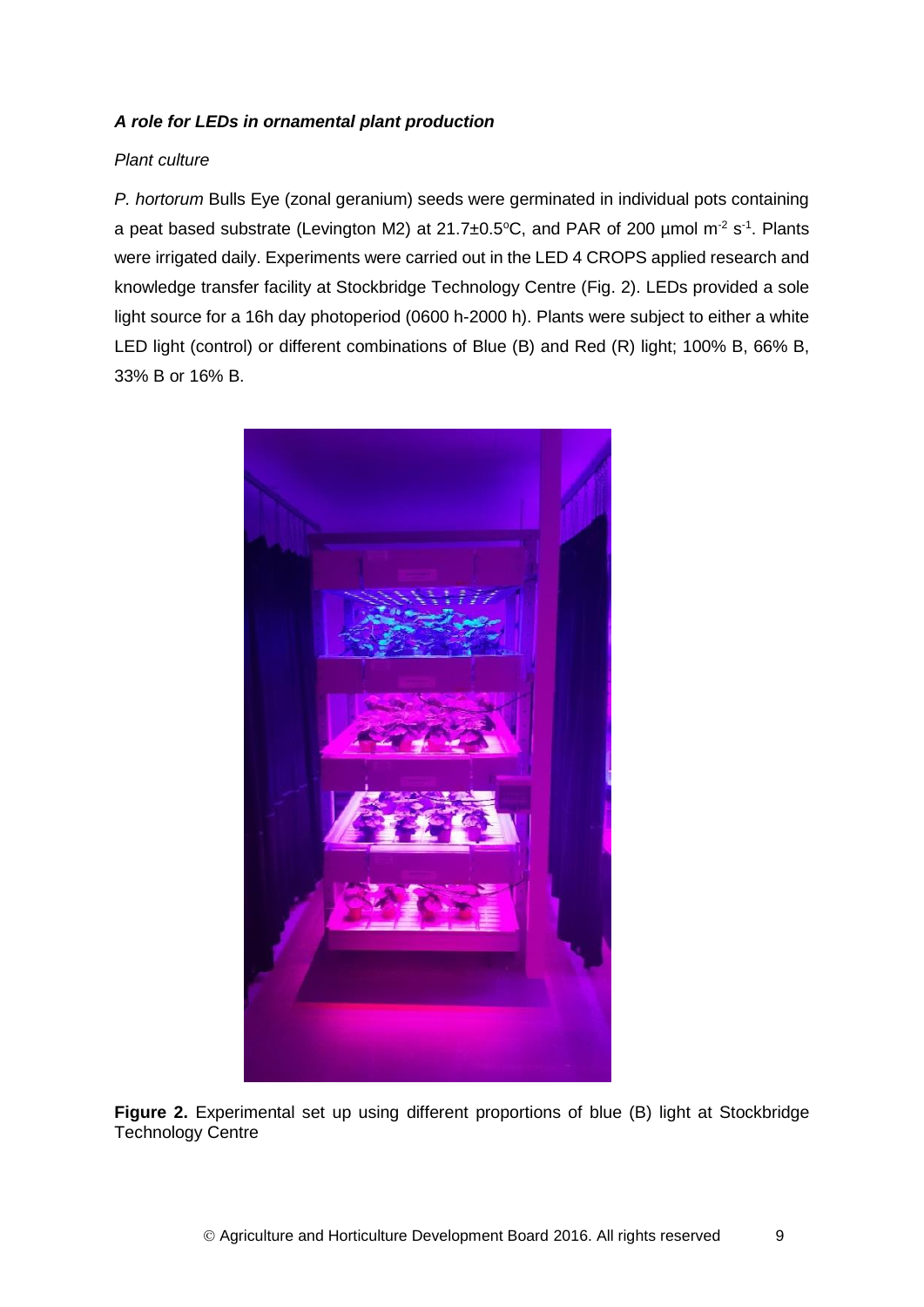***A role for LEDs in ornamental plant production***

*Plant culture*

*P. hortorum* Bulls Eye (zonal geranium) seeds were germinated in individual pots containing a peat based substrate (Levington M2) at 21.7±0.5°C, and PAR of 200 µmol $m^{-2}$ $s^{-1}$. Plants were irrigated daily. Experiments were carried out in the LED 4 CROPS applied research and knowledge transfer facility at Stockbridge Technology Centre (Fig. 2). LEDs provided a sole light source for a 16h day photoperiod (0600 h-2000 h). Plants were subject to either a white LED light (control) or different combinations of Blue (B) and Red (R) light; 100% B, 66% B, 33% B or 16% B.

**Figure 2.** Experimental set up using different proportions of blue (B) light at Stockbridge Technology Centre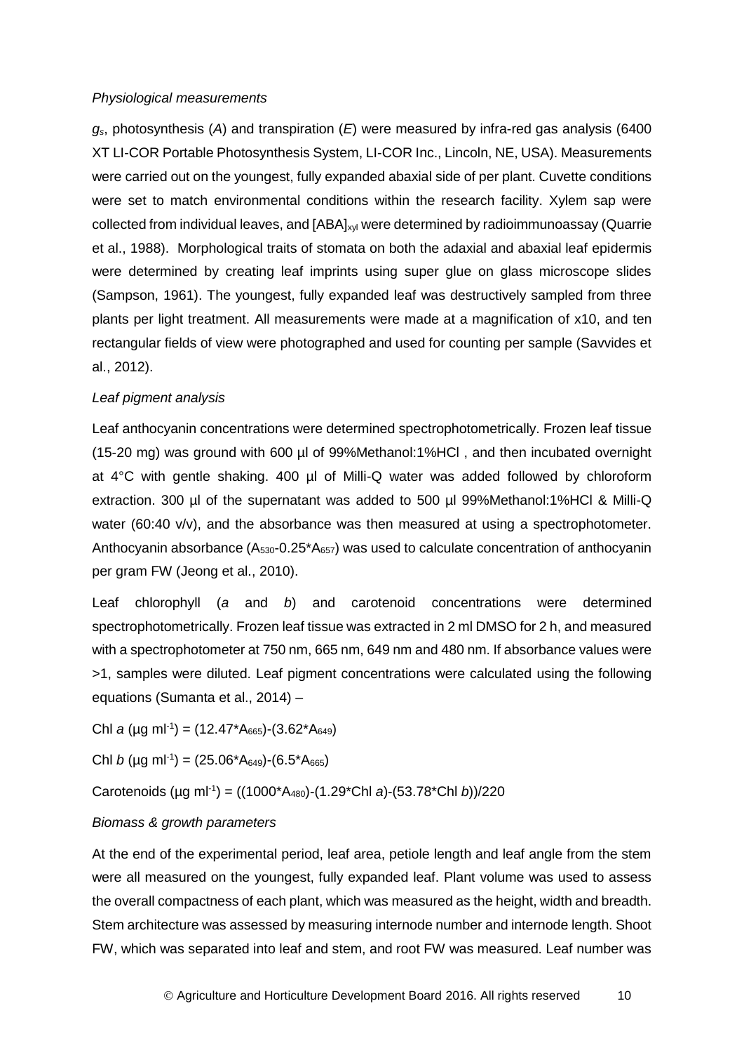*Physiological measurements*

$g_s$, photosynthesis ($A$) and transpiration ($E$) were measured by infra-red gas analysis (6400 XT LI-COR Portable Photosynthesis System, LI-COR Inc., Lincoln, NE, USA). Measurements were carried out on the youngest, fully expanded abaxial side of per plant. Cuvette conditions were set to match environmental conditions within the research facility. Xylem sap were collected from individual leaves, and $[ABA]_{xyl}$ were determined by radioimmunoassay (Quarrie et al., 1988). Morphological traits of stomata on both the adaxial and abaxial leaf epidermis were determined by creating leaf imprints using super glue on glass microscope slides (Sampson, 1961). The youngest, fully expanded leaf was destructively sampled from three plants per light treatment. All measurements were made at a magnification of x10, and ten rectangular fields of view were photographed and used for counting per sample (Savvides et al., 2012).

*Leaf pigment analysis*

Leaf anthocyanin concentrations were determined spectrophotometrically. Frozen leaf tissue (15-20 mg) was ground with 600 µl of 99%Methanol:1%HCl , and then incubated overnight at 4°C with gentle shaking. 400 µl of Milli-Q water was added followed by chloroform extraction. 300 µl of the supernatant was added to 500 µl 99%Methanol:1%HCl & Milli-Q water (60:40 v/v), and the absorbance was then measured at using a spectrophotometer. Anthocyanin absorbance ($A_{530}$-0.25*$A_{657}$) was used to calculate concentration of anthocyanin per gram FW (Jeong et al., 2010).

Leaf chlorophyll (*a* and *b*) and carotenoid concentrations were determined spectrophotometrically. Frozen leaf tissue was extracted in 2 ml DMSO for 2 h, and measured with a spectrophotometer at 750 nm, 665 nm, 649 nm and 480 nm. If absorbance values were >1, samples were diluted. Leaf pigment concentrations were calculated using the following equations (Sumanta et al., 2014) –

Chl *a* (µg ml$^{-1}$) = $(12.47 \times A_{665}) - (3.62 \times A_{649})$

Chl *b* (µg ml$^{-1}$) = $(25.06 \times A_{649}) - (6.5 \times A_{665})$

Carotenoids (µg ml$^{-1}$) = $((1000 \times A_{480}) - (1.29 \times \text{Chl } a) - (53.78 \times \text{Chl } b))/220$

*Biomass & growth parameters*

At the end of the experimental period, leaf area, petiole length and leaf angle from the stem were all measured on the youngest, fully expanded leaf. Plant volume was used to assess the overall compactness of each plant, which was measured as the height, width and breadth. Stem architecture was assessed by measuring internode number and internode length. Shoot FW, which was separated into leaf and stem, and root FW was measured. Leaf number was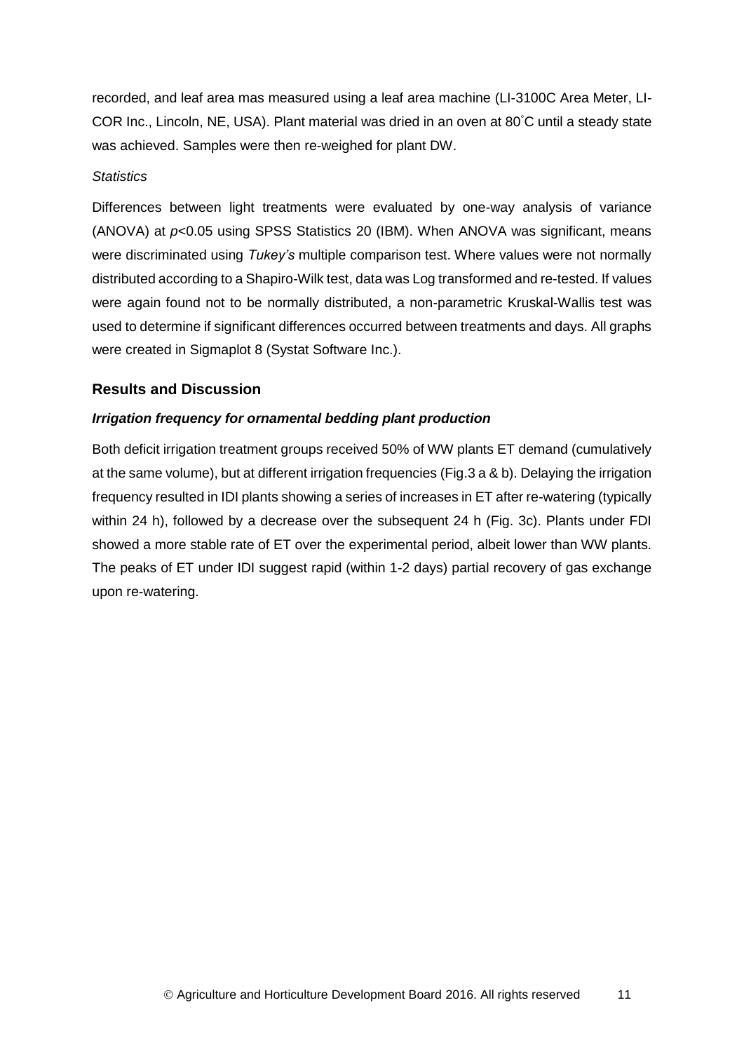recorded, and leaf area mas measured using a leaf area machine (LI-3100C Area Meter, LI-COR Inc., Lincoln, NE, USA). Plant material was dried in an oven at 80˚C until a steady state was achieved. Samples were then re-weighed for plant DW.

*Statistics*

Differences between light treatments were evaluated by one-way analysis of variance (ANOVA) at $p<0.05$ using SPSS Statistics 20 (IBM). When ANOVA was significant, means were discriminated using *Tukey's* multiple comparison test. Where values were not normally distributed according to a Shapiro-Wilk test, data was Log transformed and re-tested. If values were again found not to be normally distributed, a non-parametric Kruskal-Wallis test was used to determine if significant differences occurred between treatments and days. All graphs were created in Sigmaplot 8 (Systat Software Inc.).

## Results and Discussion

### *Irrigation frequency for ornamental bedding plant production*

Both deficit irrigation treatment groups received 50% of WW plants ET demand (cumulatively at the same volume), but at different irrigation frequencies (Fig.3 a & b). Delaying the irrigation frequency resulted in IDI plants showing a series of increases in ET after re-watering (typically within 24 h), followed by a decrease over the subsequent 24 h (Fig. 3c). Plants under FDI showed a more stable rate of ET over the experimental period, albeit lower than WW plants. The peaks of ET under IDI suggest rapid (within 1-2 days) partial recovery of gas exchange upon re-watering.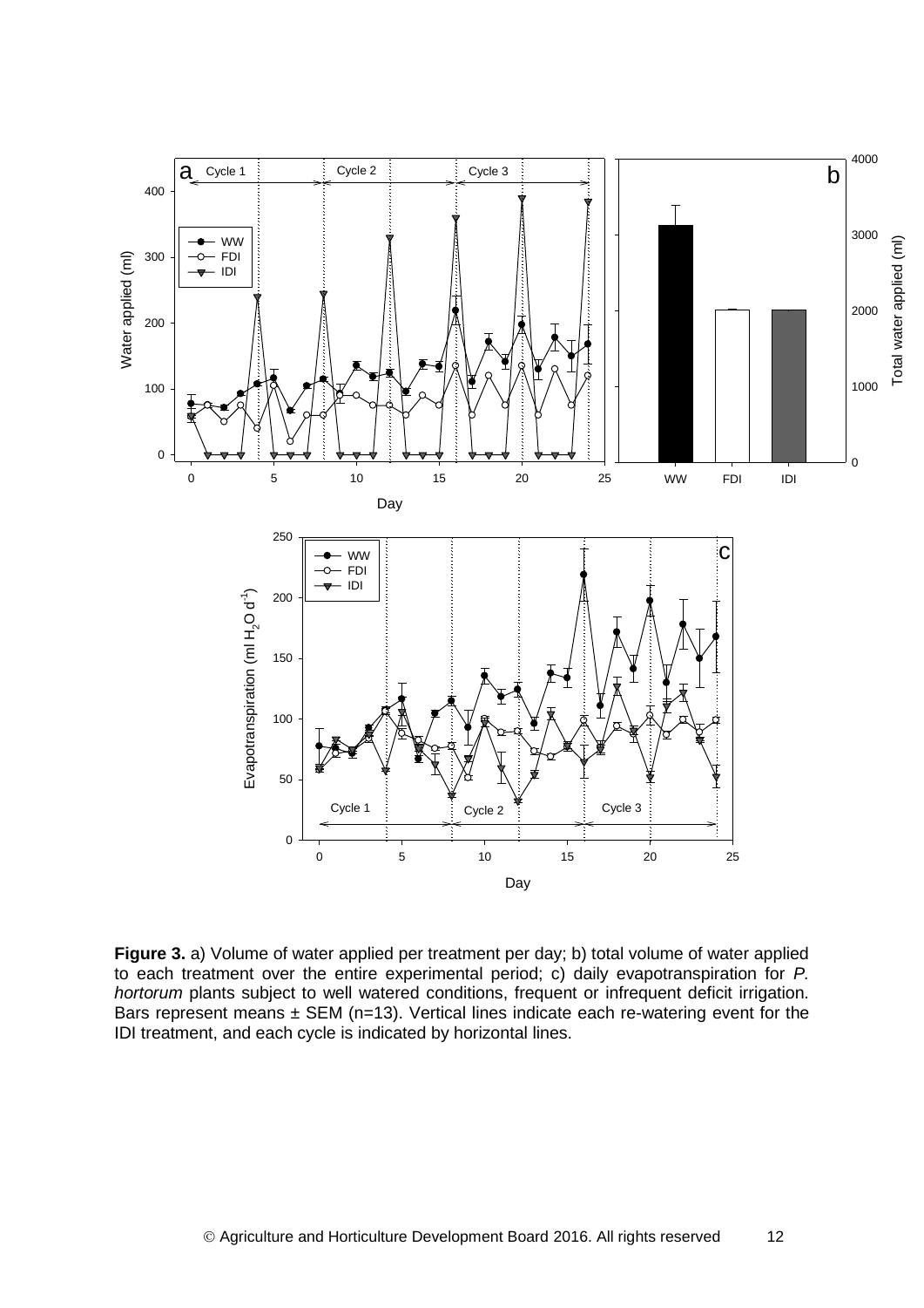**Figure 3.** a) Volume of water applied per treatment per day; b) total volume of water applied to each treatment over the entire experimental period; c) daily evapotranspiration for *P. hortorum* plants subject to well watered conditions, frequent or infrequent deficit irrigation. Bars represent means ± SEM (n=13). Vertical lines indicate each re-watering event for the IDI treatment, and each cycle is indicated by horizontal lines.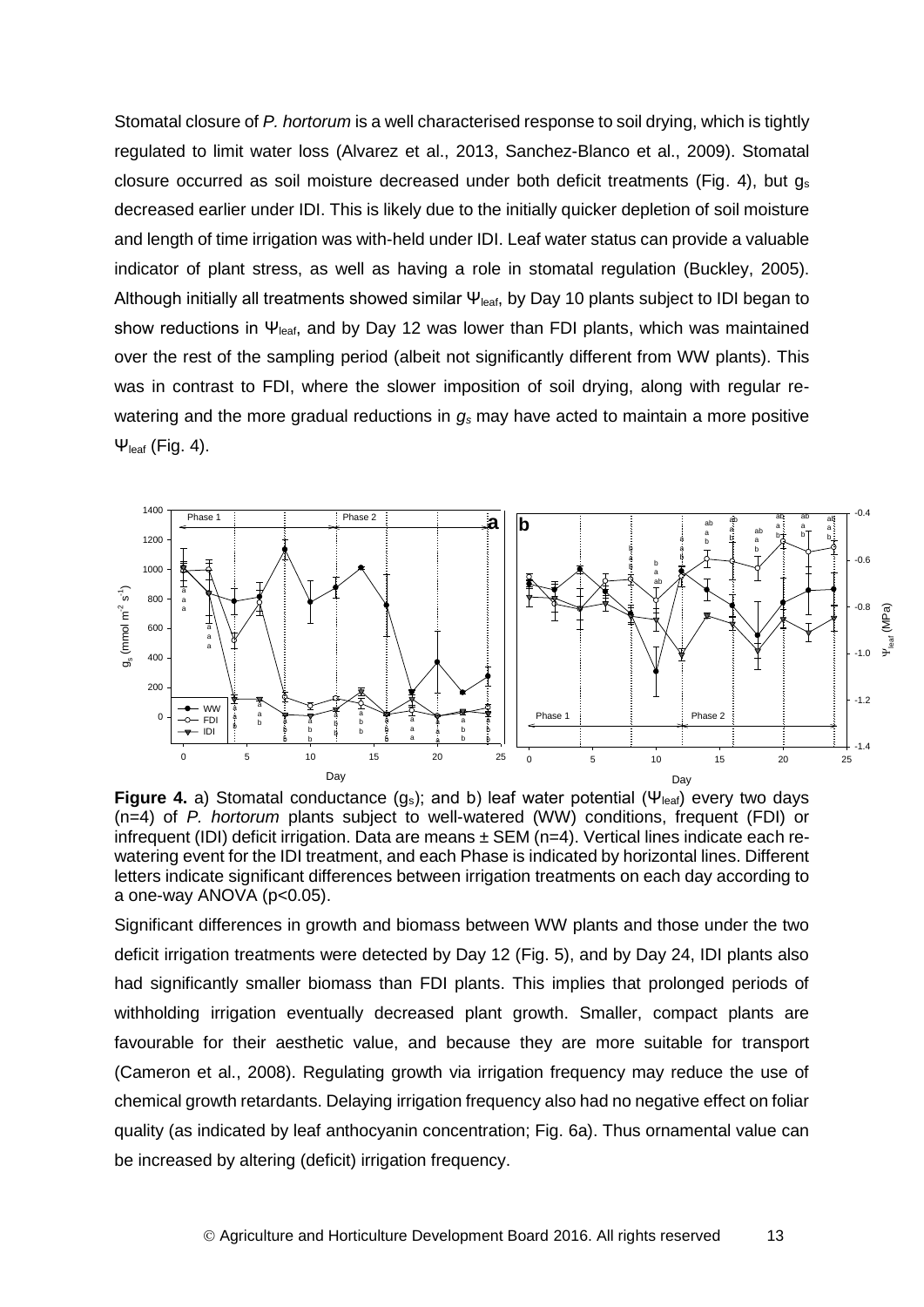Stomatal closure of *P. hortorum* is a well characterised response to soil drying, which is tightly regulated to limit water loss (Alvarez et al., 2013, Sanchez-Blanco et al., 2009). Stomatal closure occurred as soil moisture decreased under both deficit treatments (Fig. 4), but $g_s$ decreased earlier under IDI. This is likely due to the initially quicker depletion of soil moisture and length of time irrigation was with-held under IDI. Leaf water status can provide a valuable indicator of plant stress, as well as having a role in stomatal regulation (Buckley, 2005). Although initially all treatments showed similar $\Psi_{leaf}$, by Day 10 plants subject to IDI began to show reductions in $\Psi_{leaf}$, and by Day 12 was lower than FDI plants, which was maintained over the rest of the sampling period (albeit not significantly different from WW plants). This was in contrast to FDI, where the slower imposition of soil drying, along with regular re-watering and the more gradual reductions in $g_s$ may have acted to maintain a more positive $\Psi_{leaf}$ (Fig. 4).

**Figure 4.** a) Stomatal conductance ($g_s$); and b) leaf water potential ($\Psi_{leaf}$) every two days (n=4) of *P. hortorum* plants subject to well-watered (WW) conditions, frequent (FDI) or infrequent (IDI) deficit irrigation. Data are means ± SEM (n=4). Vertical lines indicate each re-watering event for the IDI treatment, and each Phase is indicated by horizontal lines. Different letters indicate significant differences between irrigation treatments on each day according to a one-way ANOVA (p<0.05).

Significant differences in growth and biomass between WW plants and those under the two deficit irrigation treatments were detected by Day 12 (Fig. 5), and by Day 24, IDI plants also had significantly smaller biomass than FDI plants. This implies that prolonged periods of withholding irrigation eventually decreased plant growth. Smaller, compact plants are favourable for their aesthetic value, and because they are more suitable for transport (Cameron et al., 2008). Regulating growth via irrigation frequency may reduce the use of chemical growth retardants. Delaying irrigation frequency also had no negative effect on foliar quality (as indicated by leaf anthocyanin concentration; Fig. 6a). Thus ornamental value can be increased by altering (deficit) irrigation frequency.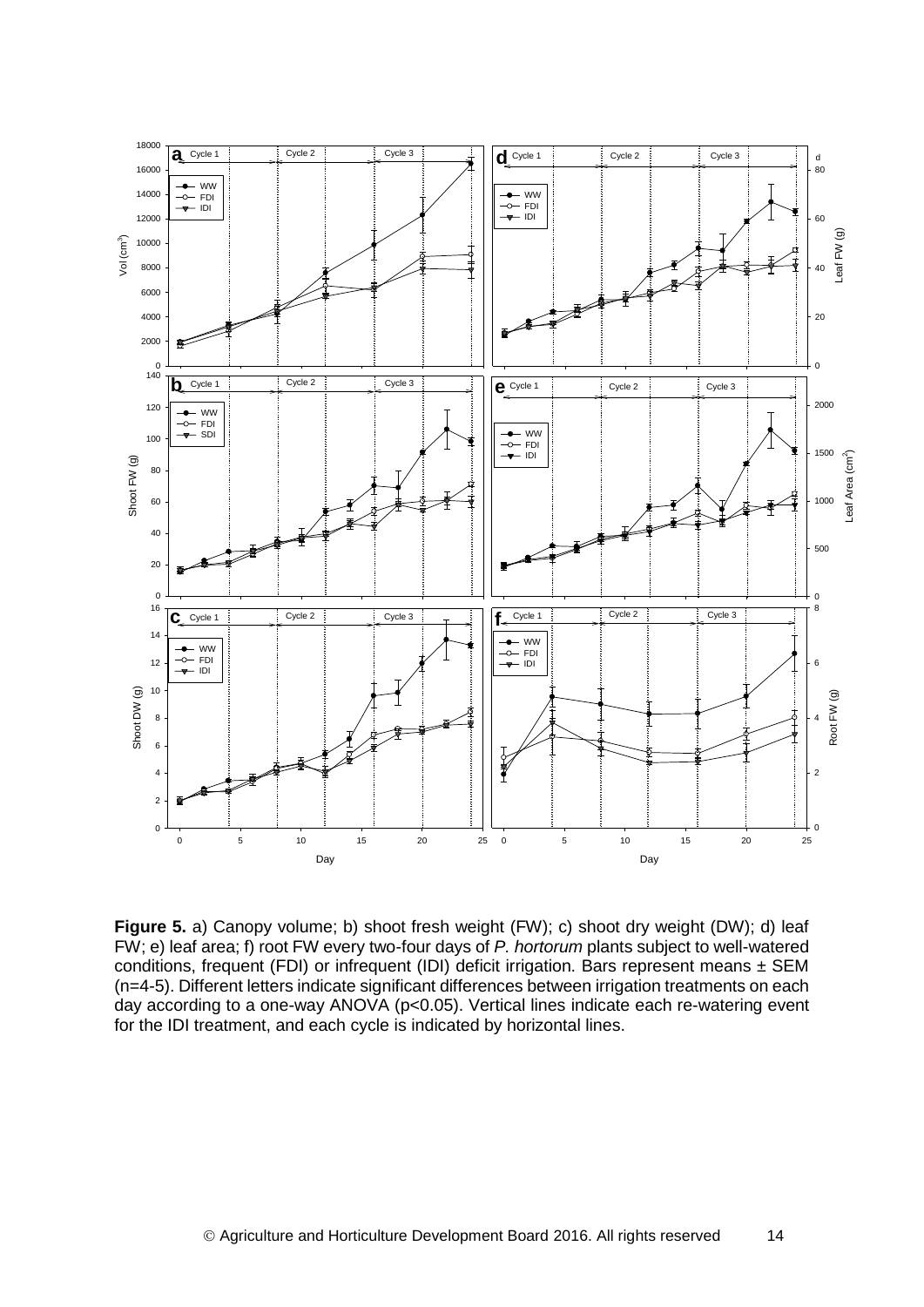**Figure 5.** a) Canopy volume; b) shoot fresh weight (FW); c) shoot dry weight (DW); d) leaf FW; e) leaf area; f) root FW every two-four days of *P. hortorum* plants subject to well-watered conditions, frequent (FDI) or infrequent (IDI) deficit irrigation. Bars represent means ± SEM (n=4-5). Different letters indicate significant differences between irrigation treatments on each day according to a one-way ANOVA (p<0.05). Vertical lines indicate each re-watering event for the IDI treatment, and each cycle is indicated by horizontal lines.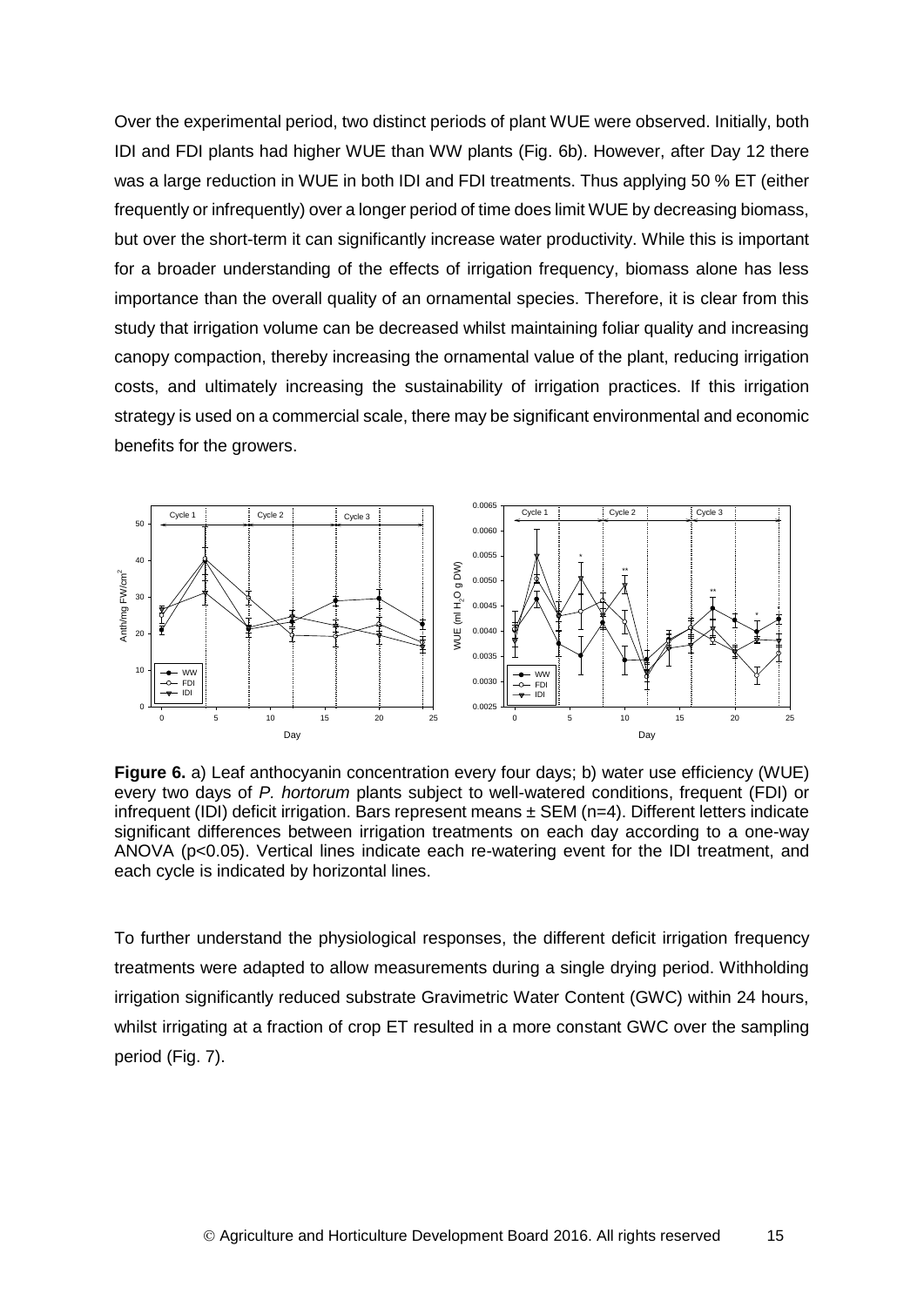Over the experimental period, two distinct periods of plant WUE were observed. Initially, both IDI and FDI plants had higher WUE than WW plants (Fig. 6b). However, after Day 12 there was a large reduction in WUE in both IDI and FDI treatments. Thus applying 50 % ET (either frequently or infrequently) over a longer period of time does limit WUE by decreasing biomass, but over the short-term it can significantly increase water productivity. While this is important for a broader understanding of the effects of irrigation frequency, biomass alone has less importance than the overall quality of an ornamental species. Therefore, it is clear from this study that irrigation volume can be decreased whilst maintaining foliar quality and increasing canopy compaction, thereby increasing the ornamental value of the plant, reducing irrigation costs, and ultimately increasing the sustainability of irrigation practices. If this irrigation strategy is used on a commercial scale, there may be significant environmental and economic benefits for the growers.

**Figure 6.** a) Leaf anthocyanin concentration every four days; b) water use efficiency (WUE) every two days of *P. hortorum* plants subject to well-watered conditions, frequent (FDI) or infrequent (IDI) deficit irrigation. Bars represent means ± SEM (n=4). Different letters indicate significant differences between irrigation treatments on each day according to a one-way ANOVA ($p<0.05$). Vertical lines indicate each re-watering event for the IDI treatment, and each cycle is indicated by horizontal lines.

To further understand the physiological responses, the different deficit irrigation frequency treatments were adapted to allow measurements during a single drying period. Withholding irrigation significantly reduced substrate Gravimetric Water Content (GWC) within 24 hours, whilst irrigating at a fraction of crop ET resulted in a more constant GWC over the sampling period (Fig. 7).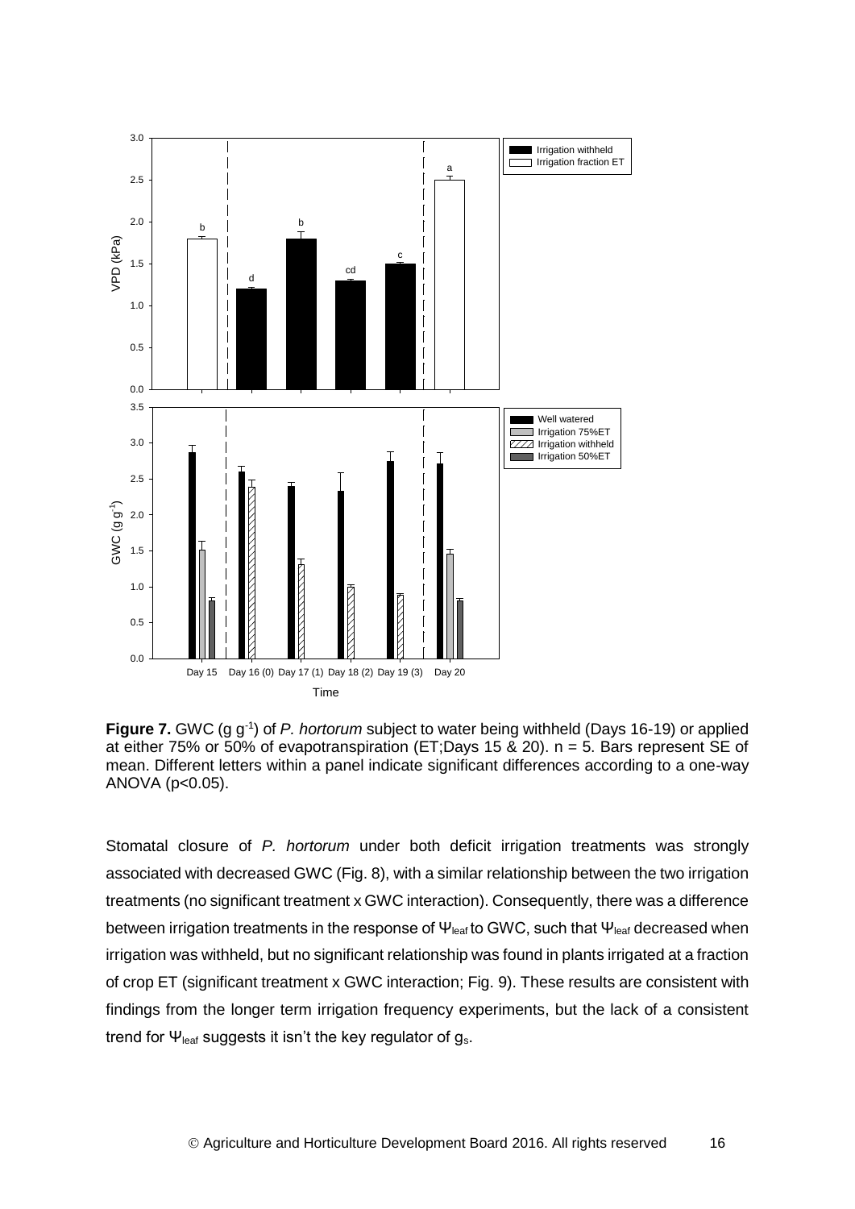**Figure 7.** GWC (g g$^{-1}$) of *P. hortorum* subject to water being withheld (Days 16-19) or applied at either 75% or 50% of evapotranspiration (ET;Days 15 & 20). n = 5. Bars represent SE of mean. Different letters within a panel indicate significant differences according to a one-way ANOVA ($p<0.05$).

Stomatal closure of *P. hortorum* under both deficit irrigation treatments was strongly associated with decreased GWC (Fig. 8), with a similar relationship between the two irrigation treatments (no significant treatment x GWC interaction). Consequently, there was a difference between irrigation treatments in the response of $\Psi_{leaf}$ to GWC, such that $\Psi_{leaf}$ decreased when irrigation was withheld, but no significant relationship was found in plants irrigated at a fraction of crop ET (significant treatment x GWC interaction; Fig. 9). These results are consistent with findings from the longer term irrigation frequency experiments, but the lack of a consistent trend for $\Psi_{leaf}$ suggests it isn't the key regulator of $g_s$.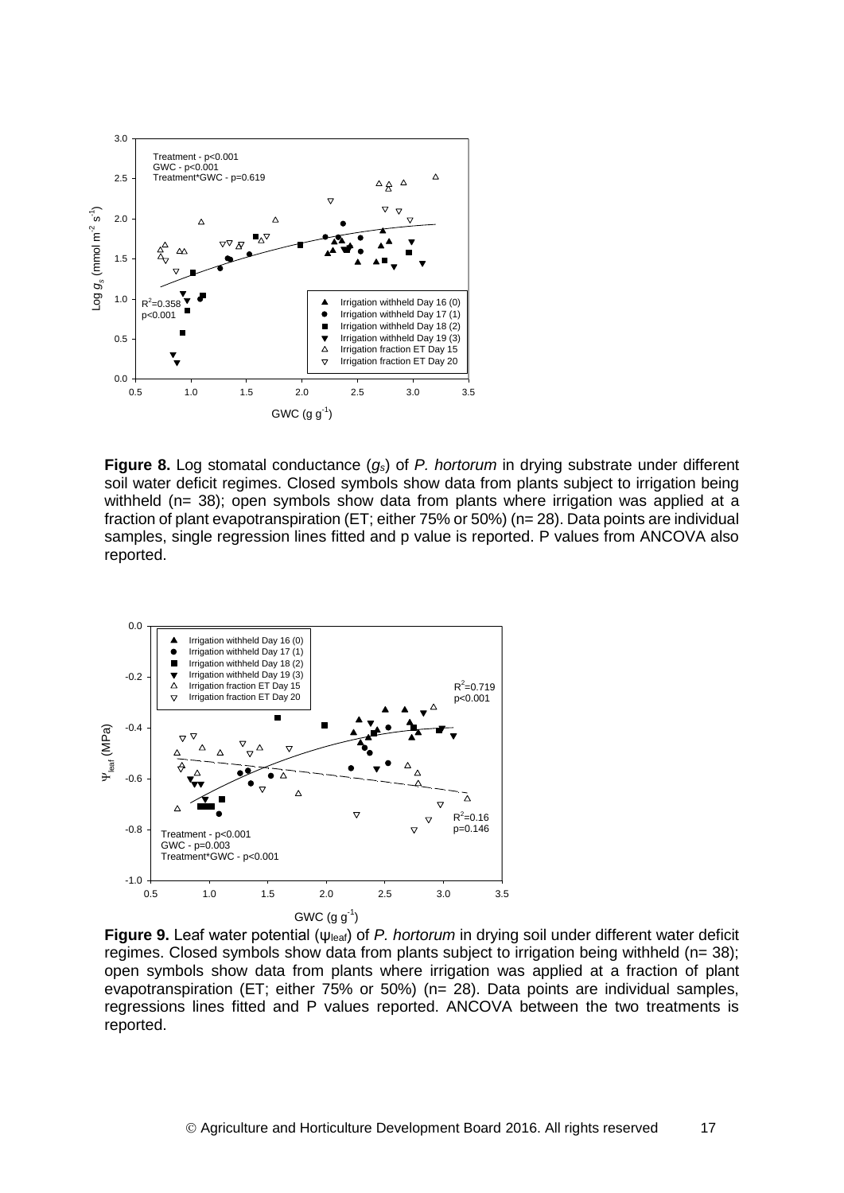**Figure 8.** Log stomatal conductance ($g_s$) of *P. hortorum* in drying substrate under different soil water deficit regimes. Closed symbols show data from plants subject to irrigation being withheld (n= 38); open symbols show data from plants where irrigation was applied at a fraction of plant evapotranspiration (ET; either 75% or 50%) (n= 28). Data points are individual samples, single regression lines fitted and p value is reported. P values from ANCOVA also reported.

**Figure 9.** Leaf water potential ($\psi_{leaf}$) of *P. hortorum* in drying soil under different water deficit regimes. Closed symbols show data from plants subject to irrigation being withheld (n= 38); open symbols show data from plants where irrigation was applied at a fraction of plant evapotranspiration (ET; either 75% or 50%) (n= 28). Data points are individual samples, regressions lines fitted and P values reported. ANCOVA between the two treatments is reported.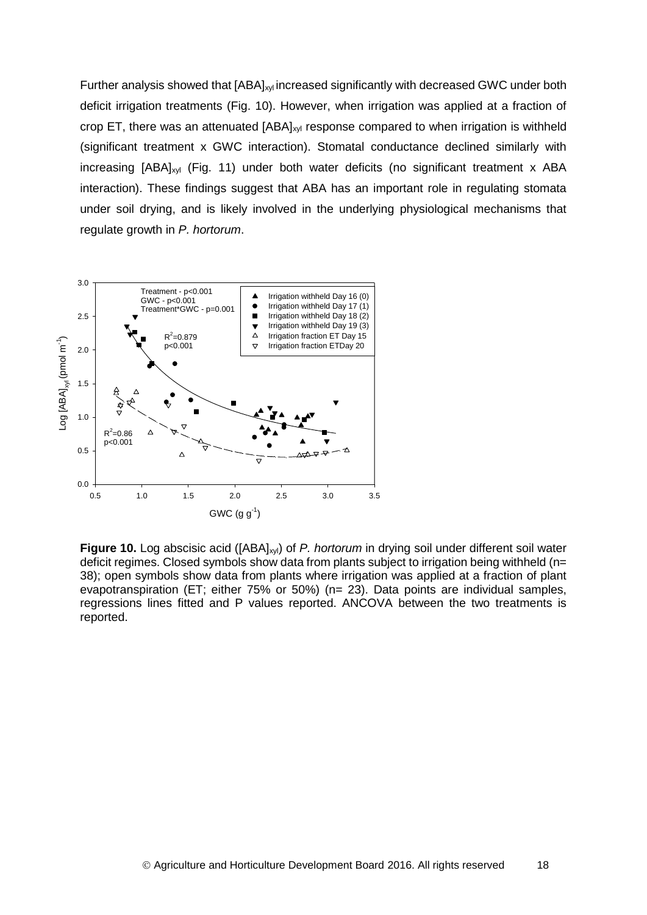Further analysis showed that $[ABA]_{xyl}$ increased significantly with decreased GWC under both deficit irrigation treatments (Fig. 10). However, when irrigation was applied at a fraction of crop ET, there was an attenuated $[ABA]_{xyl}$ response compared to when irrigation is withheld (significant treatment x GWC interaction). Stomatal conductance declined similarly with increasing $[ABA]_{xyl}$ (Fig. 11) under both water deficits (no significant treatment x ABA interaction). These findings suggest that ABA has an important role in regulating stomata under soil drying, and is likely involved in the underlying physiological mechanisms that regulate growth in *P. hortorum*.

**Figure 10.** Log abscisic acid ($[ABA]_{xyl}$) of *P. hortorum* in drying soil under different soil water deficit regimes. Closed symbols show data from plants subject to irrigation being withheld (n= 38); open symbols show data from plants where irrigation was applied at a fraction of plant evapotranspiration (ET; either 75% or 50%) (n= 23). Data points are individual samples, regressions lines fitted and P values reported. ANCOVA between the two treatments is reported.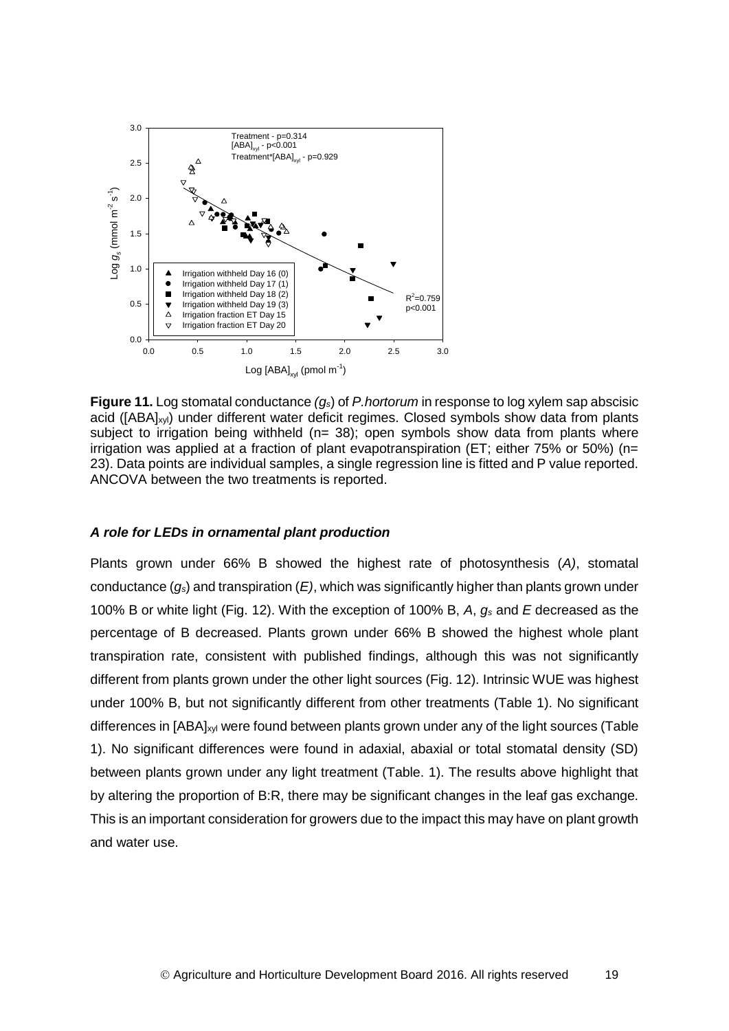**Figure 11.** Log stomatal conductance *($g_s$)* of *P.hortorum* in response to log xylem sap abscisic acid ($[ABA]_{xyl}$) under different water deficit regimes. Closed symbols show data from plants subject to irrigation being withheld (n= 38); open symbols show data from plants where irrigation was applied at a fraction of plant evapotranspiration (ET; either 75% or 50%) (n= 23). Data points are individual samples, a single regression line is fitted and P value reported. ANCOVA between the two treatments is reported.

### *A role for LEDs in ornamental plant production*

Plants grown under 66% B showed the highest rate of photosynthesis (*A)*, stomatal conductance ($g_s$) and transpiration (*E)*, which was significantly higher than plants grown under 100% B or white light (Fig. 12). With the exception of 100% B, *A*, $g_s$ and *E* decreased as the percentage of B decreased. Plants grown under 66% B showed the highest whole plant transpiration rate, consistent with published findings, although this was not significantly different from plants grown under the other light sources (Fig. 12). Intrinsic WUE was highest under 100% B, but not significantly different from other treatments (Table 1). No significant differences in $[ABA]_{xyl}$ were found between plants grown under any of the light sources (Table 1). No significant differences were found in adaxial, abaxial or total stomatal density (SD) between plants grown under any light treatment (Table. 1). The results above highlight that by altering the proportion of B:R, there may be significant changes in the leaf gas exchange. This is an important consideration for growers due to the impact this may have on plant growth and water use.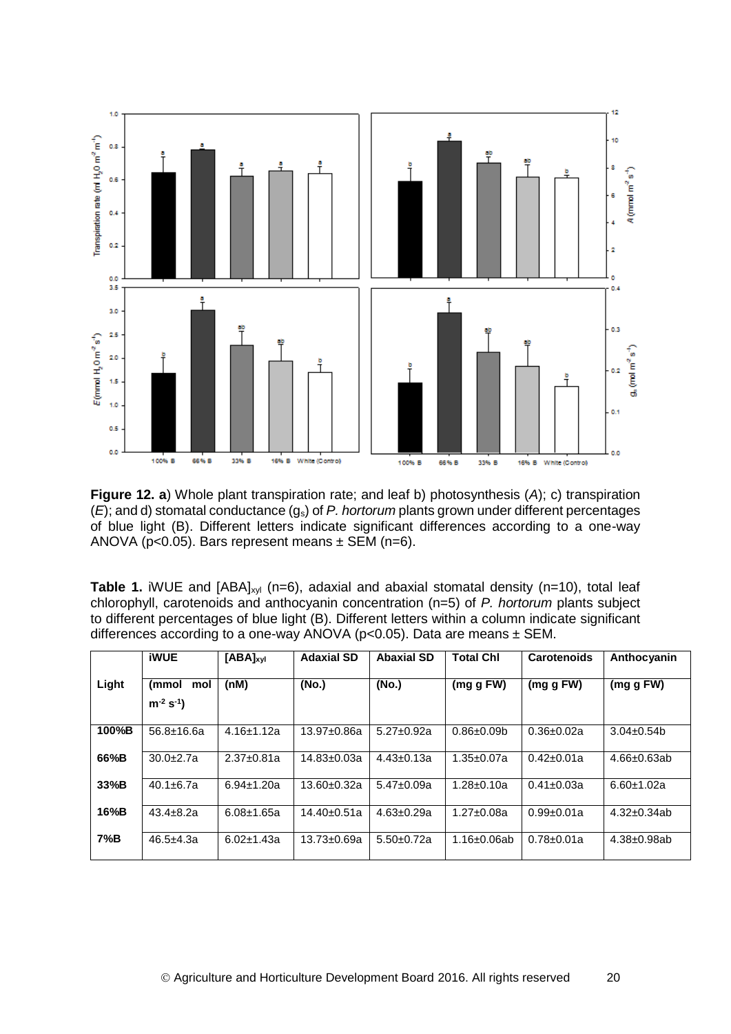**Figure 12. a**) Whole plant transpiration rate; and leaf b) photosynthesis (*A*); c) transpiration (*E*); and d) stomatal conductance ($g_s$) of *P. hortorum* plants grown under different percentages of blue light (B). Different letters indicate significant differences according to a one-way ANOVA ($p<0.05$). Bars represent means ± SEM (n=6).

**Table 1.** iWUE and $[ABA]_{xyl}$ (n=6), adaxial and abaxial stomatal density (n=10), total leaf chlorophyll, carotenoids and anthocyanin concentration (n=5) of *P. hortorum* plants subject to different percentages of blue light (B). Different letters within a column indicate significant differences according to a one-way ANOVA ($p<0.05$). Data are means ± SEM.

| Light | iWUE (mmol mol $m^{-2}$ $s^{-1}$) | $[ABA]_{xyl}$ (nM) | Adaxial SD (No.) | Abaxial SD (No.) | Total Chl (mg g FW) | Carotenoids (mg g FW) | Anthocyanin (mg g FW) |
|---|---|---|---|---|---|---|---|
| 100%B | 56.8±16.6a | 4.16±1.12a | 13.97±0.86a | 5.27±0.92a | 0.86±0.09b | 0.36±0.02a | 3.04±0.54b |
| 66%B | 30.0±2.7a | 2.37±0.81a | 14.83±0.03a | 4.43±0.13a | 1.35±0.07a | 0.42±0.01a | 4.66±0.63ab |
| 33%B | 40.1±6.7a | 6.94±1.20a | 13.60±0.32a | 5.47±0.09a | 1.28±0.10a | 0.41±0.03a | 6.60±1.02a |
| 16%B | 43.4±8.2a | 6.08±1.65a | 14.40±0.51a | 4.63±0.29a | 1.27±0.08a | 0.99±0.01a | 4.32±0.34ab |
| 7%B | 46.5±4.3a | 6.02±1.43a | 13.73±0.69a | 5.50±0.72a | 1.16±0.06ab | 0.78±0.01a | 4.38±0.98ab |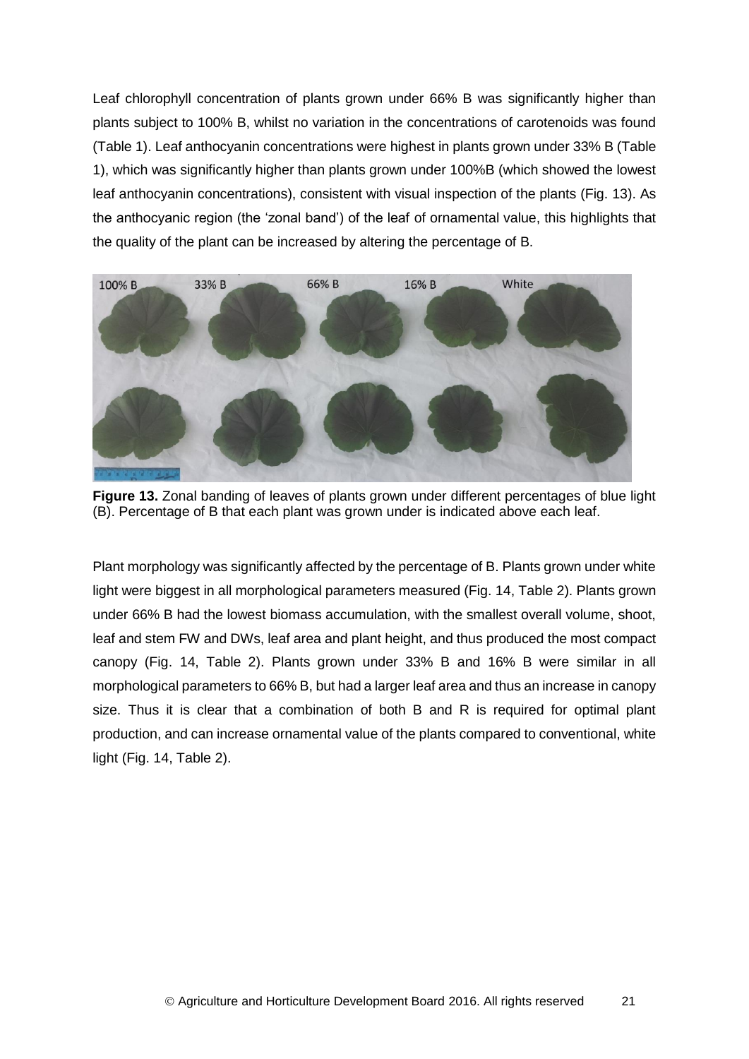Leaf chlorophyll concentration of plants grown under 66% B was significantly higher than plants subject to 100% B, whilst no variation in the concentrations of carotenoids was found (Table 1). Leaf anthocyanin concentrations were highest in plants grown under 33% B (Table 1), which was significantly higher than plants grown under 100%B (which showed the lowest leaf anthocyanin concentrations), consistent with visual inspection of the plants (Fig. 13). As the anthocyanic region (the 'zonal band') of the leaf of ornamental value, this highlights that the quality of the plant can be increased by altering the percentage of B.

**Figure 13.** Zonal banding of leaves of plants grown under different percentages of blue light (B). Percentage of B that each plant was grown under is indicated above each leaf.

Plant morphology was significantly affected by the percentage of B. Plants grown under white light were biggest in all morphological parameters measured (Fig. 14, Table 2). Plants grown under 66% B had the lowest biomass accumulation, with the smallest overall volume, shoot, leaf and stem FW and DWs, leaf area and plant height, and thus produced the most compact canopy (Fig. 14, Table 2). Plants grown under 33% B and 16% B were similar in all morphological parameters to 66% B, but had a larger leaf area and thus an increase in canopy size. Thus it is clear that a combination of both B and R is required for optimal plant production, and can increase ornamental value of the plants compared to conventional, white light (Fig. 14, Table 2).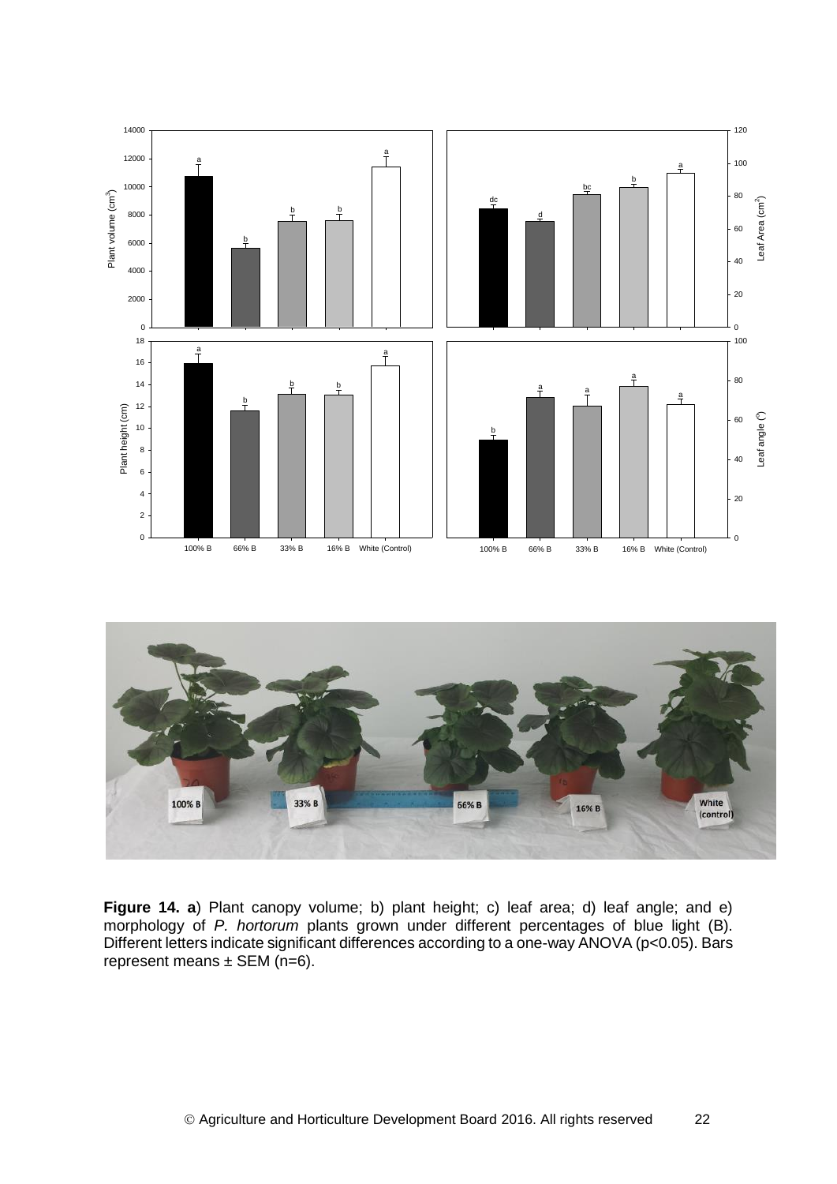**Figure 14. a**) Plant canopy volume; b) plant height; c) leaf area; d) leaf angle; and e) morphology of *P. hortorum* plants grown under different percentages of blue light (B). Different letters indicate significant differences according to a one-way ANOVA ($p<0.05$). Bars represent means ± SEM ($n=6$).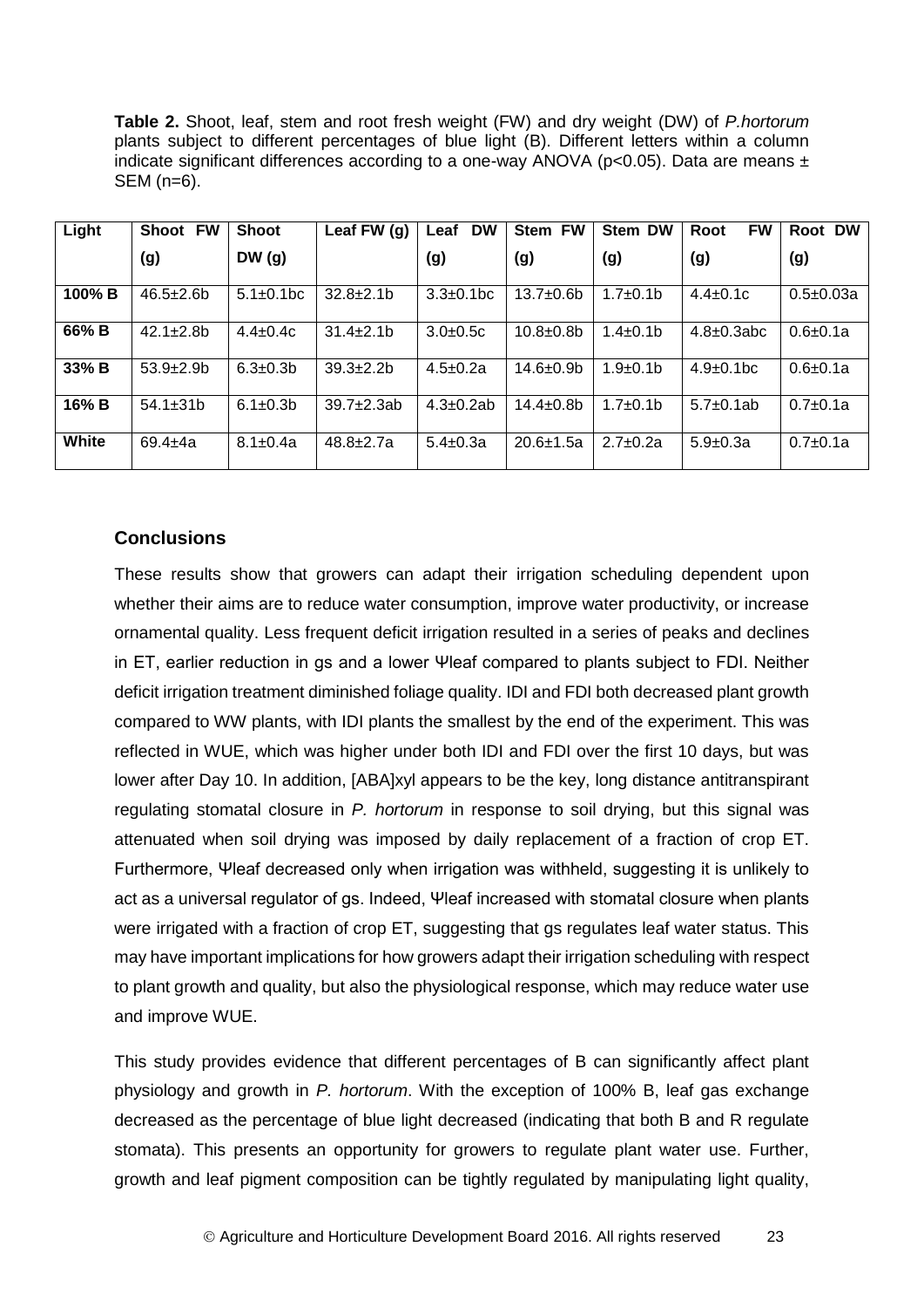**Table 2.** Shoot, leaf, stem and root fresh weight (FW) and dry weight (DW) of *P.hortorum* plants subject to different percentages of blue light (B). Different letters within a column indicate significant differences according to a one-way ANOVA ($p<0.05$). Data are means ± SEM (n=6).

| Light | Shoot FW (g) | Shoot DW (g) | Leaf FW (g) | Leaf DW (g) | Stem FW (g) | Stem DW (g) | Root FW (g) | Root DW (g) |
|---|---|---|---|---|---|---|---|---|
| **100% B** | 46.5±2.6b | 5.1±0.1bc | 32.8±2.1b | 3.3±0.1bc | 13.7±0.6b | 1.7±0.1b | 4.4±0.1c | 0.5±0.03a |
| **66% B** | 42.1±2.8b | 4.4±0.4c | 31.4±2.1b | 3.0±0.5c | 10.8±0.8b | 1.4±0.1b | 4.8±0.3abc | 0.6±0.1a |
| **33% B** | 53.9±2.9b | 6.3±0.3b | 39.3±2.2b | 4.5±0.2a | 14.6±0.9b | 1.9±0.1b | 4.9±0.1bc | 0.6±0.1a |
| **16% B** | 54.1±31b | 6.1±0.3b | 39.7±2.3ab | 4.3±0.2ab | 14.4±0.8b | 1.7±0.1b | 5.7±0.1ab | 0.7±0.1a |
| **White** | 69.4±4a | 8.1±0.4a | 48.8±2.7a | 5.4±0.3a | 20.6±1.5a | 2.7±0.2a | 5.9±0.3a | 0.7±0.1a |

## Conclusions

These results show that growers can adapt their irrigation scheduling dependent upon whether their aims are to reduce water consumption, improve water productivity, or increase ornamental quality. Less frequent deficit irrigation resulted in a series of peaks and declines in ET, earlier reduction in gs and a lower Ψleaf compared to plants subject to FDI. Neither deficit irrigation treatment diminished foliage quality. IDI and FDI both decreased plant growth compared to WW plants, with IDI plants the smallest by the end of the experiment. This was reflected in WUE, which was higher under both IDI and FDI over the first 10 days, but was lower after Day 10. In addition, [ABA]xyl appears to be the key, long distance antitranspirant regulating stomatal closure in *P. hortorum* in response to soil drying, but this signal was attenuated when soil drying was imposed by daily replacement of a fraction of crop ET. Furthermore, Ψleaf decreased only when irrigation was withheld, suggesting it is unlikely to act as a universal regulator of gs. Indeed, Ψleaf increased with stomatal closure when plants were irrigated with a fraction of crop ET, suggesting that gs regulates leaf water status. This may have important implications for how growers adapt their irrigation scheduling with respect to plant growth and quality, but also the physiological response, which may reduce water use and improve WUE.

This study provides evidence that different percentages of B can significantly affect plant physiology and growth in *P. hortorum*. With the exception of 100% B, leaf gas exchange decreased as the percentage of blue light decreased (indicating that both B and R regulate stomata). This presents an opportunity for growers to regulate plant water use. Further, growth and leaf pigment composition can be tightly regulated by manipulating light quality,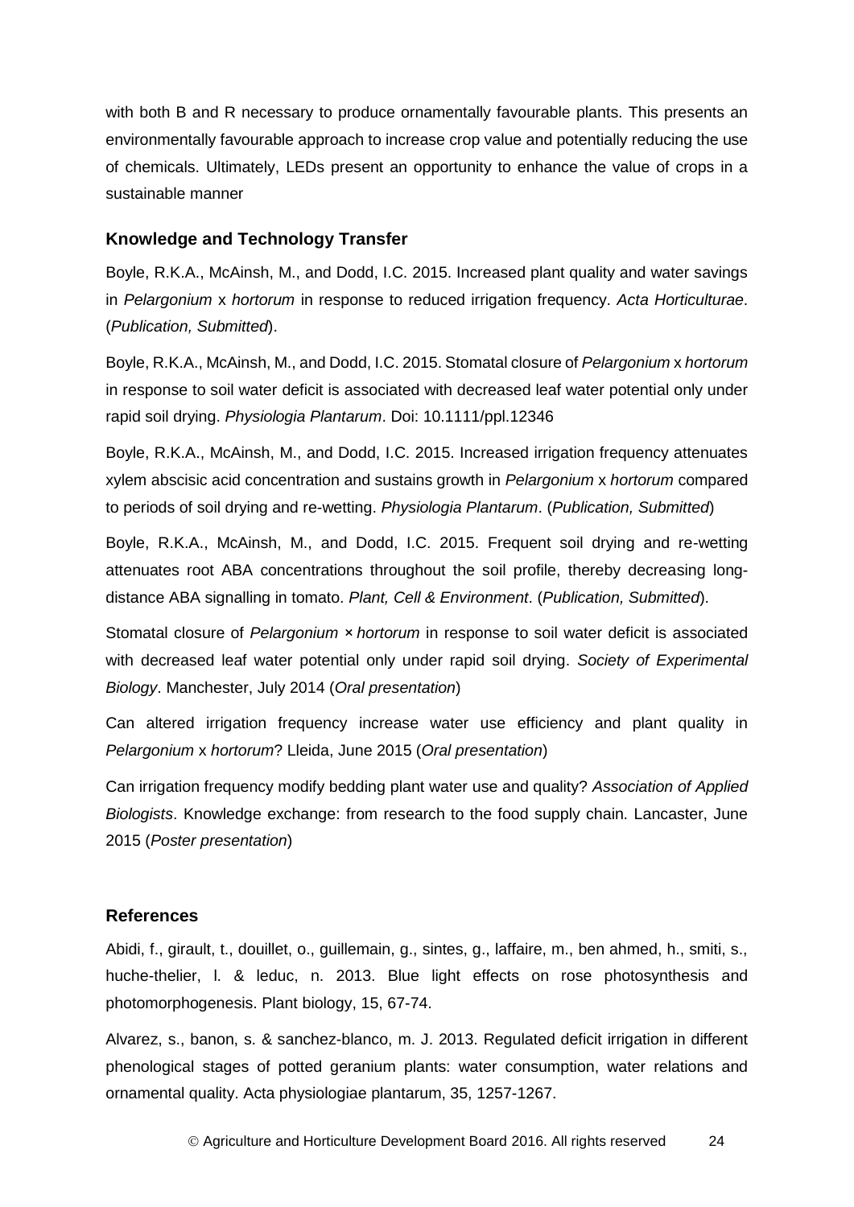with both B and R necessary to produce ornamentally favourable plants. This presents an environmentally favourable approach to increase crop value and potentially reducing the use of chemicals. Ultimately, LEDs present an opportunity to enhance the value of crops in a sustainable manner

### Knowledge and Technology Transfer

Boyle, R.K.A., McAinsh, M., and Dodd, I.C. 2015. Increased plant quality and water savings in *Pelargonium* x *hortorum* in response to reduced irrigation frequency. *Acta Horticulturae*. (*Publication, Submitted*).

Boyle, R.K.A., McAinsh, M., and Dodd, I.C. 2015. Stomatal closure of *Pelargonium* x *hortorum* in response to soil water deficit is associated with decreased leaf water potential only under rapid soil drying. *Physiologia Plantarum*. Doi: 10.1111/ppl.12346

Boyle, R.K.A., McAinsh, M., and Dodd, I.C. 2015. Increased irrigation frequency attenuates xylem abscisic acid concentration and sustains growth in *Pelargonium* x *hortorum* compared to periods of soil drying and re-wetting. *Physiologia Plantarum*. (*Publication, Submitted*)

Boyle, R.K.A., McAinsh, M., and Dodd, I.C. 2015. Frequent soil drying and re-wetting attenuates root ABA concentrations throughout the soil profile, thereby decreasing long-distance ABA signalling in tomato. *Plant, Cell & Environment*. (*Publication, Submitted*).

Stomatal closure of *Pelargonium × hortorum* in response to soil water deficit is associated with decreased leaf water potential only under rapid soil drying. *Society of Experimental Biology*. Manchester, July 2014 (*Oral presentation*)

Can altered irrigation frequency increase water use efficiency and plant quality in *Pelargonium* x *hortorum*? Lleida, June 2015 (*Oral presentation*)

Can irrigation frequency modify bedding plant water use and quality? *Association of Applied Biologists*. Knowledge exchange: from research to the food supply chain. Lancaster, June 2015 (*Poster presentation*)

### References

Abidi, f., girault, t., douillet, o., guillemain, g., sintes, g., laffaire, m., ben ahmed, h., smiti, s., huche-thelier, l. & leduc, n. 2013. Blue light effects on rose photosynthesis and photomorphogenesis. Plant biology, 15, 67-74.

Alvarez, s., banon, s. & sanchez-blanco, m. J. 2013. Regulated deficit irrigation in different phenological stages of potted geranium plants: water consumption, water relations and ornamental quality. Acta physiologiae plantarum, 35, 1257-1267.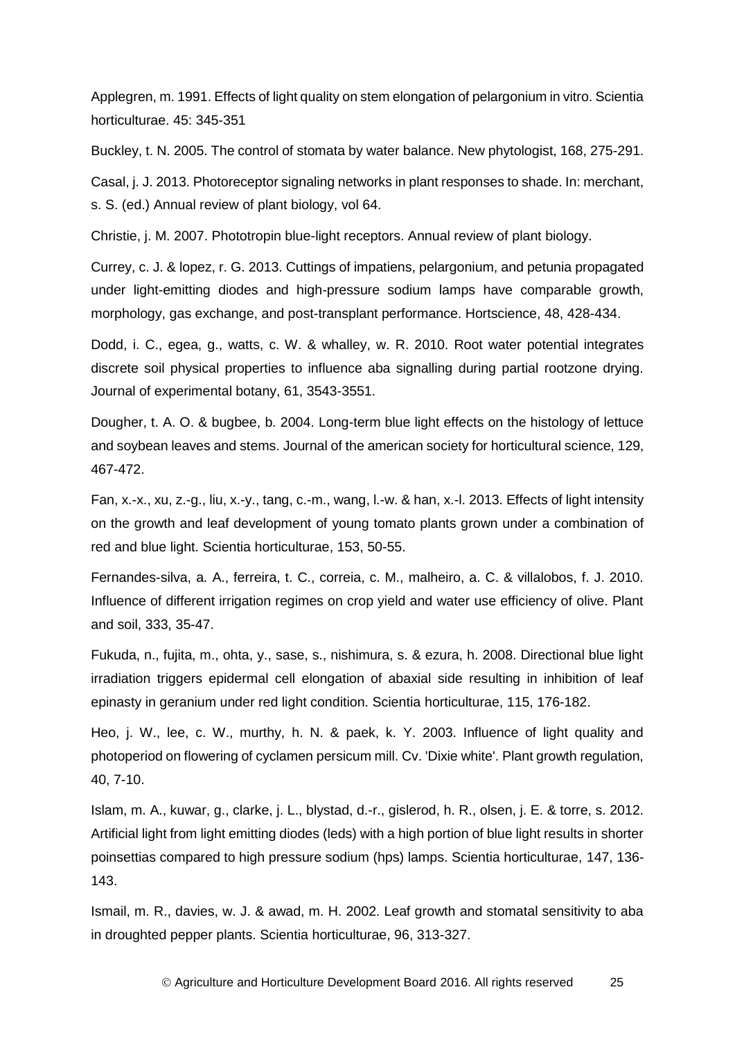Applegren, m. 1991. Effects of light quality on stem elongation of pelargonium in vitro. Scientia horticulturae. 45: 345-351

Buckley, t. N. 2005. The control of stomata by water balance. New phytologist, 168, 275-291.

Casal, j. J. 2013. Photoreceptor signaling networks in plant responses to shade. In: merchant, s. S. (ed.) Annual review of plant biology, vol 64.

Christie, j. M. 2007. Phototropin blue-light receptors. Annual review of plant biology.

Currey, c. J. & lopez, r. G. 2013. Cuttings of impatiens, pelargonium, and petunia propagated under light-emitting diodes and high-pressure sodium lamps have comparable growth, morphology, gas exchange, and post-transplant performance. Hortscience, 48, 428-434.

Dodd, i. C., egea, g., watts, c. W. & whalley, w. R. 2010. Root water potential integrates discrete soil physical properties to influence aba signalling during partial rootzone drying. Journal of experimental botany, 61, 3543-3551.

Dougher, t. A. O. & bugbee, b. 2004. Long-term blue light effects on the histology of lettuce and soybean leaves and stems. Journal of the american society for horticultural science, 129, 467-472.

Fan, x.-x., xu, z.-g., liu, x.-y., tang, c.-m., wang, l.-w. & han, x.-l. 2013. Effects of light intensity on the growth and leaf development of young tomato plants grown under a combination of red and blue light. Scientia horticulturae, 153, 50-55.

Fernandes-silva, a. A., ferreira, t. C., correia, c. M., malheiro, a. C. & villalobos, f. J. 2010. Influence of different irrigation regimes on crop yield and water use efficiency of olive. Plant and soil, 333, 35-47.

Fukuda, n., fujita, m., ohta, y., sase, s., nishimura, s. & ezura, h. 2008. Directional blue light irradiation triggers epidermal cell elongation of abaxial side resulting in inhibition of leaf epinasty in geranium under red light condition. Scientia horticulturae, 115, 176-182.

Heo, j. W., lee, c. W., murthy, h. N. & paek, k. Y. 2003. Influence of light quality and photoperiod on flowering of cyclamen persicum mill. Cv. 'Dixie white'. Plant growth regulation, 40, 7-10.

Islam, m. A., kuwar, g., clarke, j. L., blystad, d.-r., gislerod, h. R., olsen, j. E. & torre, s. 2012. Artificial light from light emitting diodes (leds) with a high portion of blue light results in shorter poinsettias compared to high pressure sodium (hps) lamps. Scientia horticulturae, 147, 136-143.

Ismail, m. R., davies, w. J. & awad, m. H. 2002. Leaf growth and stomatal sensitivity to aba in droughted pepper plants. Scientia horticulturae, 96, 313-327.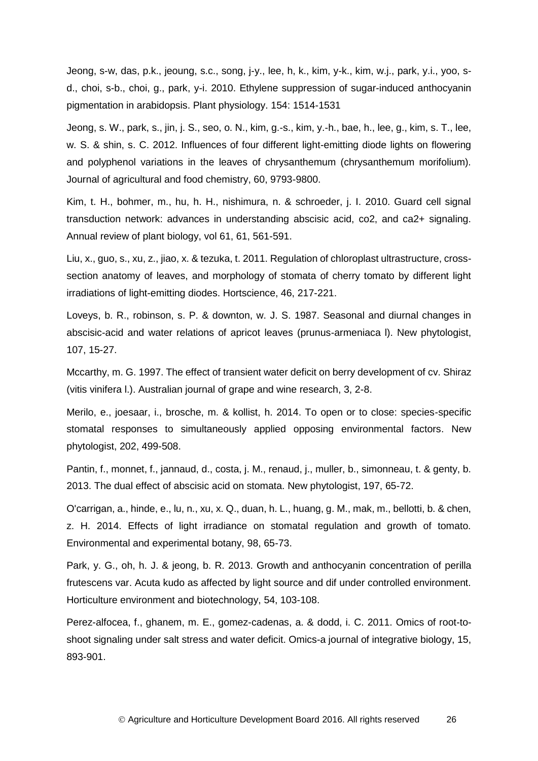Jeong, s-w, das, p.k., jeoung, s.c., song, j-y., lee, h, k., kim, y-k., kim, w.j., park, y.i., yoo, s-d., choi, s-b., choi, g., park, y-i. 2010. Ethylene suppression of sugar-induced anthocyanin pigmentation in arabidopsis. Plant physiology. 154: 1514-1531

Jeong, s. W., park, s., jin, j. S., seo, o. N., kim, g.-s., kim, y.-h., bae, h., lee, g., kim, s. T., lee, w. S. & shin, s. C. 2012. Influences of four different light-emitting diode lights on flowering and polyphenol variations in the leaves of chrysanthemum (chrysanthemum morifolium). Journal of agricultural and food chemistry, 60, 9793-9800.

Kim, t. H., bohmer, m., hu, h. H., nishimura, n. & schroeder, j. I. 2010. Guard cell signal transduction network: advances in understanding abscisic acid, co2, and ca2+ signaling. Annual review of plant biology, vol 61, 61, 561-591.

Liu, x., guo, s., xu, z., jiao, x. & tezuka, t. 2011. Regulation of chloroplast ultrastructure, cross-section anatomy of leaves, and morphology of stomata of cherry tomato by different light irradiations of light-emitting diodes. Hortscience, 46, 217-221.

Loveys, b. R., robinson, s. P. & downton, w. J. S. 1987. Seasonal and diurnal changes in abscisic-acid and water relations of apricot leaves (prunus-armeniaca l). New phytologist, 107, 15-27.

Mccarthy, m. G. 1997. The effect of transient water deficit on berry development of cv. Shiraz (vitis vinifera l.). Australian journal of grape and wine research, 3, 2-8.

Merilo, e., joesaar, i., brosche, m. & kollist, h. 2014. To open or to close: species-specific stomatal responses to simultaneously applied opposing environmental factors. New phytologist, 202, 499-508.

Pantin, f., monnet, f., jannaud, d., costa, j. M., renaud, j., muller, b., simonneau, t. & genty, b. 2013. The dual effect of abscisic acid on stomata. New phytologist, 197, 65-72.

O'carrigan, a., hinde, e., lu, n., xu, x. Q., duan, h. L., huang, g. M., mak, m., bellotti, b. & chen, z. H. 2014. Effects of light irradiance on stomatal regulation and growth of tomato. Environmental and experimental botany, 98, 65-73.

Park, y. G., oh, h. J. & jeong, b. R. 2013. Growth and anthocyanin concentration of perilla frutescens var. Acuta kudo as affected by light source and dif under controlled environment. Horticulture environment and biotechnology, 54, 103-108.

Perez-alfocea, f., ghanem, m. E., gomez-cadenas, a. & dodd, i. C. 2011. Omics of root-to-shoot signaling under salt stress and water deficit. Omics-a journal of integrative biology, 15, 893-901.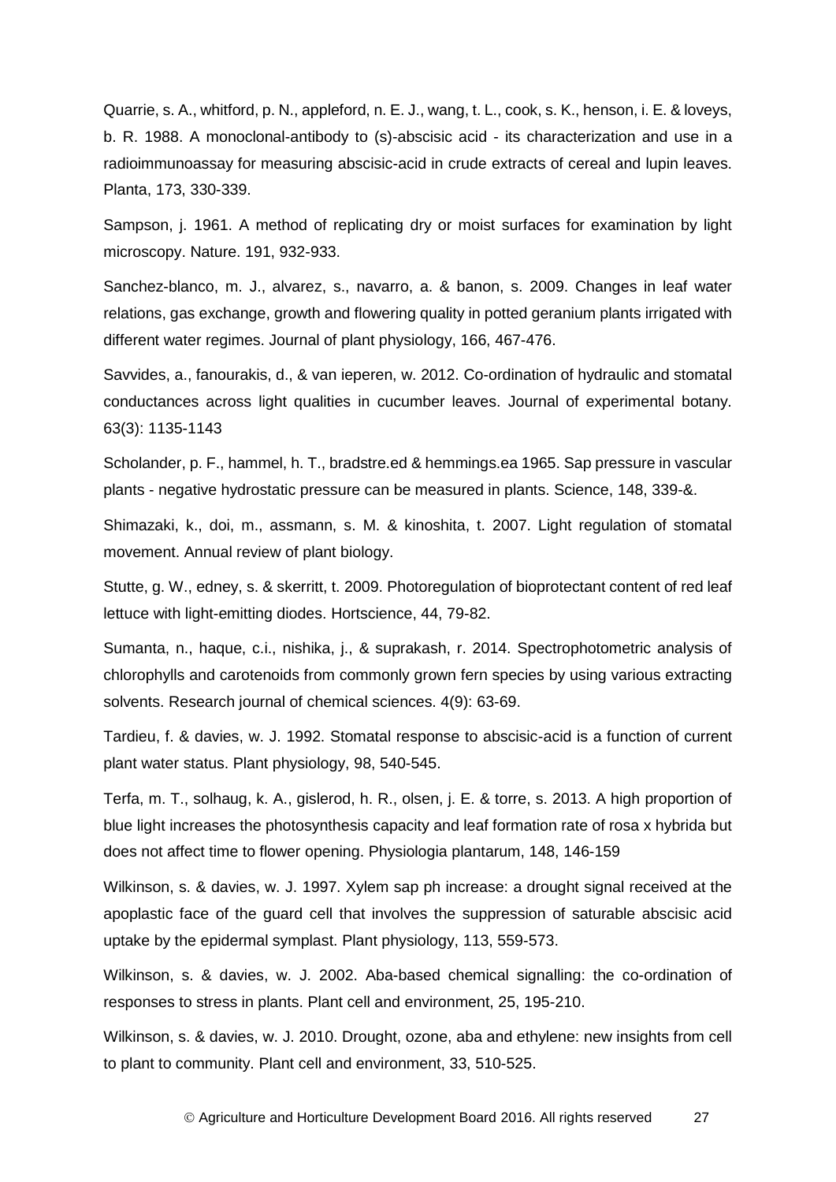Quarrie, s. A., whitford, p. N., appleford, n. E. J., wang, t. L., cook, s. K., henson, i. E. & loveys, b. R. 1988. A monoclonal-antibody to (s)-abscisic acid - its characterization and use in a radioimmunoassay for measuring abscisic-acid in crude extracts of cereal and lupin leaves. Planta, 173, 330-339.

Sampson, j. 1961. A method of replicating dry or moist surfaces for examination by light microscopy. Nature. 191, 932-933.

Sanchez-blanco, m. J., alvarez, s., navarro, a. & banon, s. 2009. Changes in leaf water relations, gas exchange, growth and flowering quality in potted geranium plants irrigated with different water regimes. Journal of plant physiology, 166, 467-476.

Savvides, a., fanourakis, d., & van ieperen, w. 2012. Co-ordination of hydraulic and stomatal conductances across light qualities in cucumber leaves. Journal of experimental botany. 63(3): 1135-1143

Scholander, p. F., hammel, h. T., bradstre.ed & hemmings.ea 1965. Sap pressure in vascular plants - negative hydrostatic pressure can be measured in plants. Science, 148, 339-&.

Shimazaki, k., doi, m., assmann, s. M. & kinoshita, t. 2007. Light regulation of stomatal movement. Annual review of plant biology.

Stutte, g. W., edney, s. & skerritt, t. 2009. Photoregulation of bioprotectant content of red leaf lettuce with light-emitting diodes. Hortscience, 44, 79-82.

Sumanta, n., haque, c.i., nishika, j., & suprakash, r. 2014. Spectrophotometric analysis of chlorophylls and carotenoids from commonly grown fern species by using various extracting solvents. Research journal of chemical sciences. 4(9): 63-69.

Tardieu, f. & davies, w. J. 1992. Stomatal response to abscisic-acid is a function of current plant water status. Plant physiology, 98, 540-545.

Terfa, m. T., solhaug, k. A., gislerod, h. R., olsen, j. E. & torre, s. 2013. A high proportion of blue light increases the photosynthesis capacity and leaf formation rate of rosa x hybrida but does not affect time to flower opening. Physiologia plantarum, 148, 146-159

Wilkinson, s. & davies, w. J. 1997. Xylem sap ph increase: a drought signal received at the apoplastic face of the guard cell that involves the suppression of saturable abscisic acid uptake by the epidermal symplast. Plant physiology, 113, 559-573.

Wilkinson, s. & davies, w. J. 2002. Aba-based chemical signalling: the co-ordination of responses to stress in plants. Plant cell and environment, 25, 195-210.

Wilkinson, s. & davies, w. J. 2010. Drought, ozone, aba and ethylene: new insights from cell to plant to community. Plant cell and environment, 33, 510-525.

© Agriculture and Horticulture Development Board 2016. All rights reserved